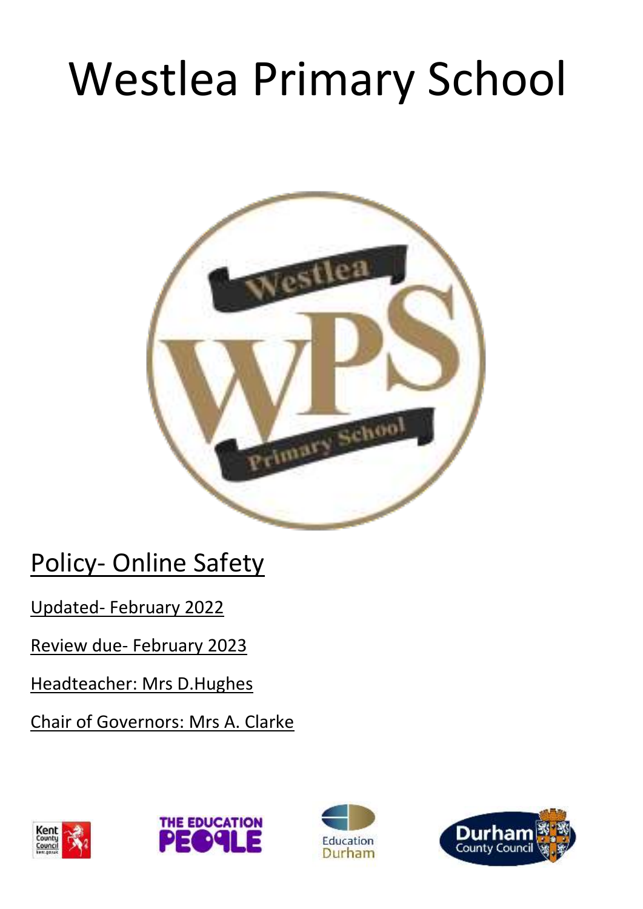# Westlea Primary School

## Policy- Online Safety

Updated- February 2022

Review due- February 2023

Headteacher: Mrs D.Hughes

Chair of Governors: Mrs A. Clarke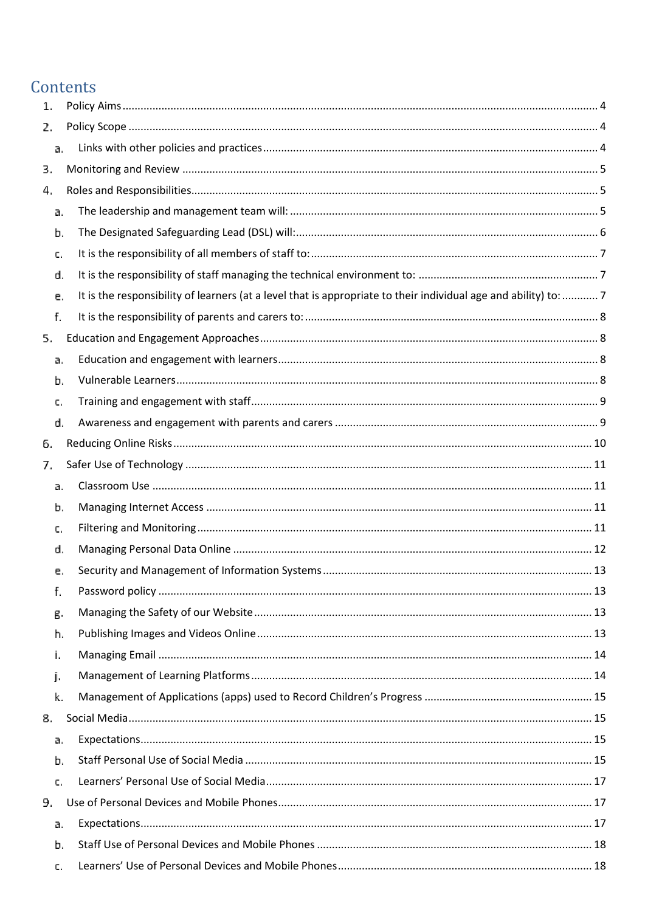## Contents

1. Policy Aims ..... 4
2. Policy Scope ..... 4
   a. Links with other policies and practices ..... 4
3. Monitoring and Review ..... 5
4. Roles and Responsibilities ..... 5
   a. The leadership and management team will: ..... 5
   b. The Designated Safeguarding Lead (DSL) will: ..... 6
   c. It is the responsibility of all members of staff to: ..... 7
   d. It is the responsibility of staff managing the technical environment to: ..... 7
   e. It is the responsibility of learners (at a level that is appropriate to their individual age and ability) to: ..... 7
   f. It is the responsibility of parents and carers to: ..... 8
5. Education and Engagement Approaches ..... 8
   a. Education and engagement with learners ..... 8
   b. Vulnerable Learners ..... 8
   c. Training and engagement with staff ..... 9
   d. Awareness and engagement with parents and carers ..... 9
6. Reducing Online Risks ..... 10
7. Safer Use of Technology ..... 11
   a. Classroom Use ..... 11
   b. Managing Internet Access ..... 11
   c. Filtering and Monitoring ..... 11
   d. Managing Personal Data Online ..... 12
   e. Security and Management of Information Systems ..... 13
   f. Password policy ..... 13
   g. Managing the Safety of our Website ..... 13
   h. Publishing Images and Videos Online ..... 13
   i. Managing Email ..... 14
   j. Management of Learning Platforms ..... 14
   k. Management of Applications (apps) used to Record Children's Progress ..... 15
8. Social Media ..... 15
   a. Expectations ..... 15
   b. Staff Personal Use of Social Media ..... 15
   c. Learners' Personal Use of Social Media ..... 17
9. Use of Personal Devices and Mobile Phones ..... 17
   a. Expectations ..... 17
   b. Staff Use of Personal Devices and Mobile Phones ..... 18
   c. Learners' Use of Personal Devices and Mobile Phones ..... 18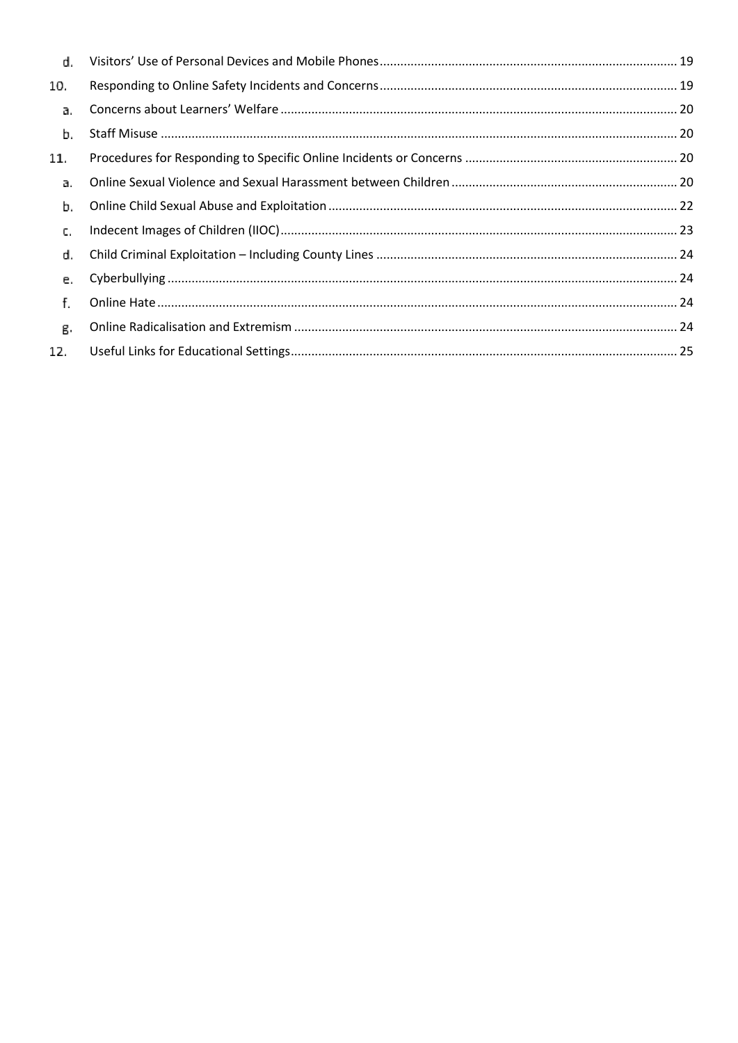d. Visitors' Use of Personal Devices and Mobile Phones ..... 19

10. Responding to Online Safety Incidents and Concerns ..... 19

a. Concerns about Learners' Welfare ..... 20

b. Staff Misuse ..... 20

11. Procedures for Responding to Specific Online Incidents or Concerns ..... 20

a. Online Sexual Violence and Sexual Harassment between Children ..... 20

b. Online Child Sexual Abuse and Exploitation ..... 22

c. Indecent Images of Children (IIOC) ..... 23

d. Child Criminal Exploitation – Including County Lines ..... 24

e. Cyberbullying ..... 24

f. Online Hate ..... 24

g. Online Radicalisation and Extremism ..... 24

12. Useful Links for Educational Settings ..... 25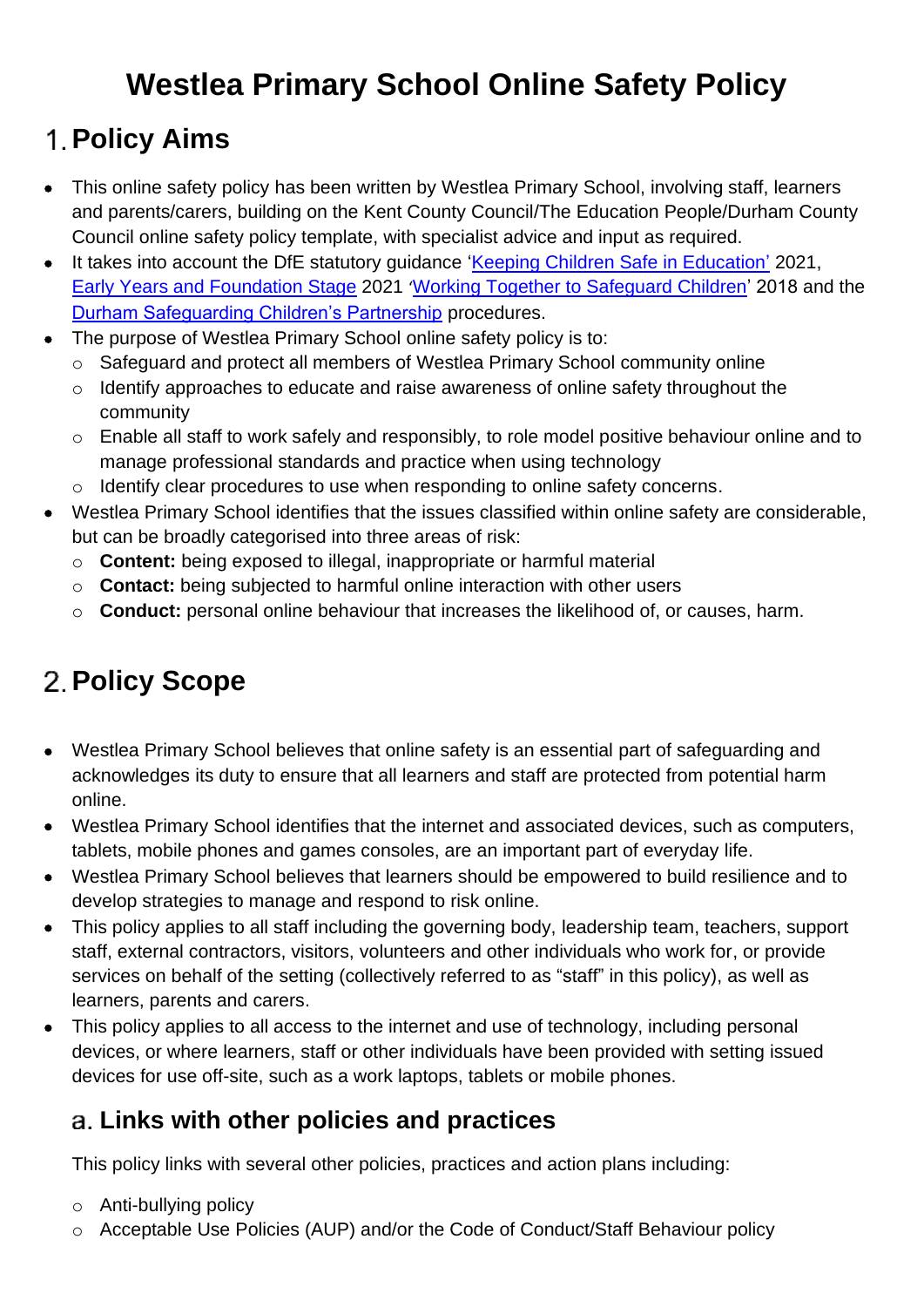# Westlea Primary School Online Safety Policy

## 1. Policy Aims

- This online safety policy has been written by Westlea Primary School, involving staff, learners and parents/carers, building on the Kent County Council/The Education People/Durham County Council online safety policy template, with specialist advice and input as required.
- It takes into account the DfE statutory guidance 'Keeping Children Safe in Education' 2021, Early Years and Foundation Stage 2021 'Working Together to Safeguard Children' 2018 and the Durham Safeguarding Children's Partnership procedures.
- The purpose of Westlea Primary School online safety policy is to:
  - Safeguard and protect all members of Westlea Primary School community online
  - Identify approaches to educate and raise awareness of online safety throughout the community
  - Enable all staff to work safely and responsibly, to role model positive behaviour online and to manage professional standards and practice when using technology
  - Identify clear procedures to use when responding to online safety concerns.
- Westlea Primary School identifies that the issues classified within online safety are considerable, but can be broadly categorised into three areas of risk:
  - **Content:** being exposed to illegal, inappropriate or harmful material
  - **Contact:** being subjected to harmful online interaction with other users
  - **Conduct:** personal online behaviour that increases the likelihood of, or causes, harm.

## 2. Policy Scope

- Westlea Primary School believes that online safety is an essential part of safeguarding and acknowledges its duty to ensure that all learners and staff are protected from potential harm online.
- Westlea Primary School identifies that the internet and associated devices, such as computers, tablets, mobile phones and games consoles, are an important part of everyday life.
- Westlea Primary School believes that learners should be empowered to build resilience and to develop strategies to manage and respond to risk online.
- This policy applies to all staff including the governing body, leadership team, teachers, support staff, external contractors, visitors, volunteers and other individuals who work for, or provide services on behalf of the setting (collectively referred to as "staff" in this policy), as well as learners, parents and carers.
- This policy applies to all access to the internet and use of technology, including personal devices, or where learners, staff or other individuals have been provided with setting issued devices for use off-site, such as a work laptops, tablets or mobile phones.

### a. Links with other policies and practices

This policy links with several other policies, practices and action plans including:

- Anti-bullying policy
- Acceptable Use Policies (AUP) and/or the Code of Conduct/Staff Behaviour policy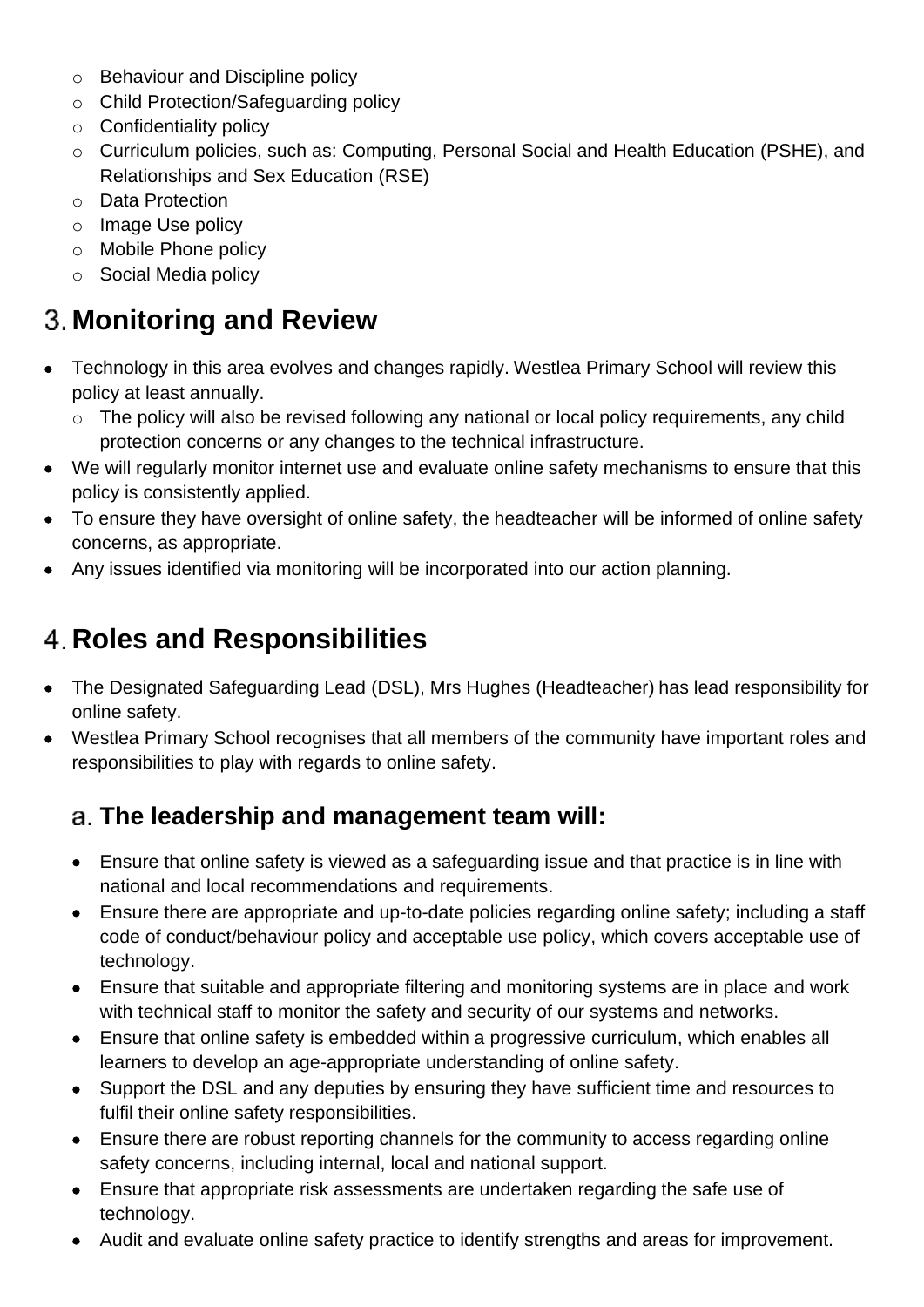- Behaviour and Discipline policy
    - Child Protection/Safeguarding policy
    - Confidentiality policy
    - Curriculum policies, such as: Computing, Personal Social and Health Education (PSHE), and Relationships and Sex Education (RSE)
    - Data Protection
    - Image Use policy
    - Mobile Phone policy
    - Social Media policy

## 3. Monitoring and Review

- Technology in this area evolves and changes rapidly. Westlea Primary School will review this policy at least annually.
    - The policy will also be revised following any national or local policy requirements, any child protection concerns or any changes to the technical infrastructure.
- We will regularly monitor internet use and evaluate online safety mechanisms to ensure that this policy is consistently applied.
- To ensure they have oversight of online safety, the headteacher will be informed of online safety concerns, as appropriate.
- Any issues identified via monitoring will be incorporated into our action planning.

## 4. Roles and Responsibilities

- The Designated Safeguarding Lead (DSL), Mrs Hughes (Headteacher) has lead responsibility for online safety.
- Westlea Primary School recognises that all members of the community have important roles and responsibilities to play with regards to online safety.

### a. The leadership and management team will:

- Ensure that online safety is viewed as a safeguarding issue and that practice is in line with national and local recommendations and requirements.
- Ensure there are appropriate and up-to-date policies regarding online safety; including a staff code of conduct/behaviour policy and acceptable use policy, which covers acceptable use of technology.
- Ensure that suitable and appropriate filtering and monitoring systems are in place and work with technical staff to monitor the safety and security of our systems and networks.
- Ensure that online safety is embedded within a progressive curriculum, which enables all learners to develop an age-appropriate understanding of online safety.
- Support the DSL and any deputies by ensuring they have sufficient time and resources to fulfil their online safety responsibilities.
- Ensure there are robust reporting channels for the community to access regarding online safety concerns, including internal, local and national support.
- Ensure that appropriate risk assessments are undertaken regarding the safe use of technology.
- Audit and evaluate online safety practice to identify strengths and areas for improvement.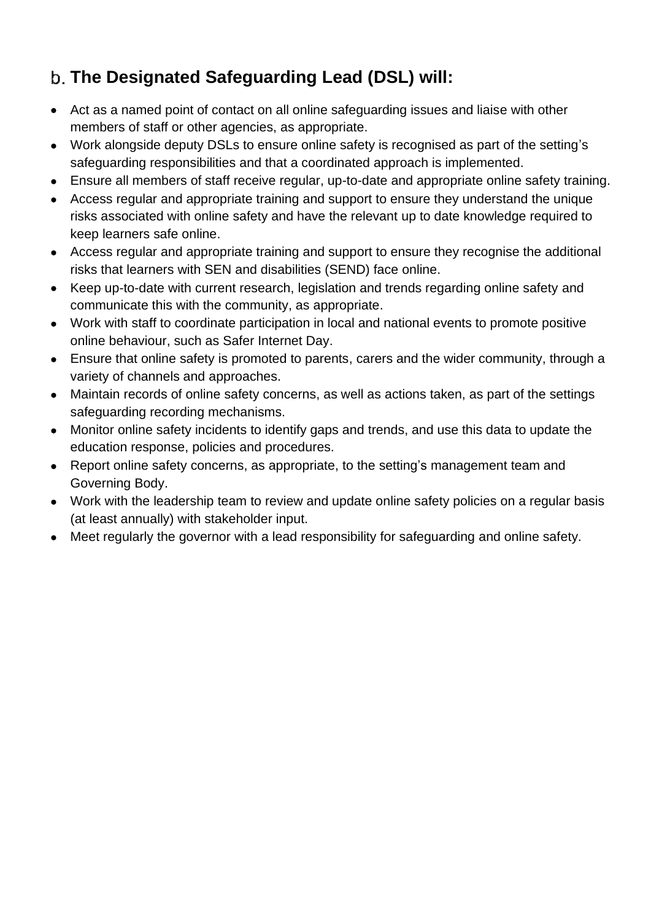## b. The Designated Safeguarding Lead (DSL) will:

- Act as a named point of contact on all online safeguarding issues and liaise with other members of staff or other agencies, as appropriate.
- Work alongside deputy DSLs to ensure online safety is recognised as part of the setting's safeguarding responsibilities and that a coordinated approach is implemented.
- Ensure all members of staff receive regular, up-to-date and appropriate online safety training.
- Access regular and appropriate training and support to ensure they understand the unique risks associated with online safety and have the relevant up to date knowledge required to keep learners safe online.
- Access regular and appropriate training and support to ensure they recognise the additional risks that learners with SEN and disabilities (SEND) face online.
- Keep up-to-date with current research, legislation and trends regarding online safety and communicate this with the community, as appropriate.
- Work with staff to coordinate participation in local and national events to promote positive online behaviour, such as Safer Internet Day.
- Ensure that online safety is promoted to parents, carers and the wider community, through a variety of channels and approaches.
- Maintain records of online safety concerns, as well as actions taken, as part of the settings safeguarding recording mechanisms.
- Monitor online safety incidents to identify gaps and trends, and use this data to update the education response, policies and procedures.
- Report online safety concerns, as appropriate, to the setting's management team and Governing Body.
- Work with the leadership team to review and update online safety policies on a regular basis (at least annually) with stakeholder input.
- Meet regularly the governor with a lead responsibility for safeguarding and online safety.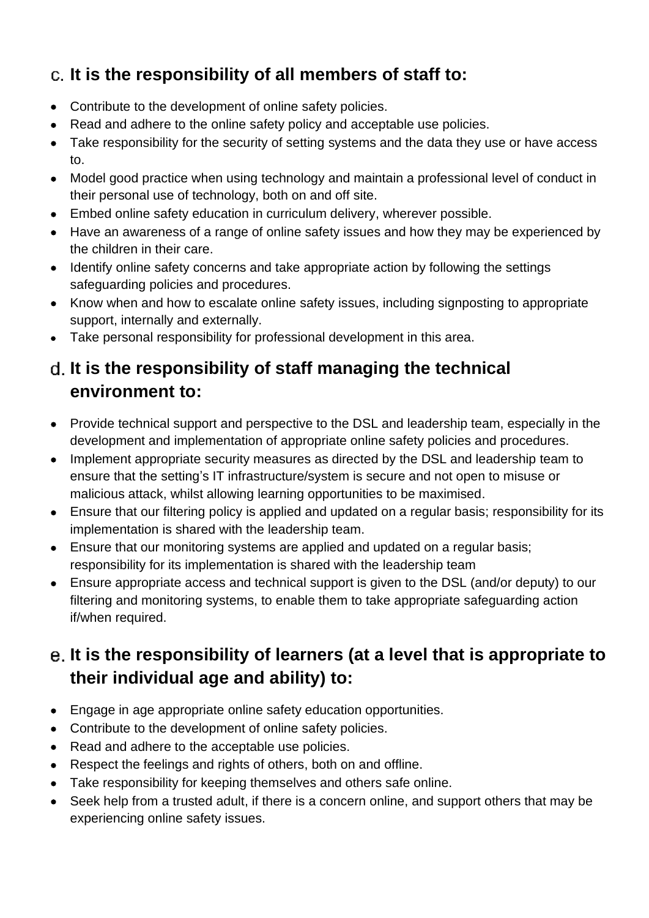### c. It is the responsibility of all members of staff to:

- Contribute to the development of online safety policies.
- Read and adhere to the online safety policy and acceptable use policies.
- Take responsibility for the security of setting systems and the data they use or have access to.
- Model good practice when using technology and maintain a professional level of conduct in their personal use of technology, both on and off site.
- Embed online safety education in curriculum delivery, wherever possible.
- Have an awareness of a range of online safety issues and how they may be experienced by the children in their care.
- Identify online safety concerns and take appropriate action by following the settings safeguarding policies and procedures.
- Know when and how to escalate online safety issues, including signposting to appropriate support, internally and externally.
- Take personal responsibility for professional development in this area.

### d. It is the responsibility of staff managing the technical environment to:

- Provide technical support and perspective to the DSL and leadership team, especially in the development and implementation of appropriate online safety policies and procedures.
- Implement appropriate security measures as directed by the DSL and leadership team to ensure that the setting's IT infrastructure/system is secure and not open to misuse or malicious attack, whilst allowing learning opportunities to be maximised.
- Ensure that our filtering policy is applied and updated on a regular basis; responsibility for its implementation is shared with the leadership team.
- Ensure that our monitoring systems are applied and updated on a regular basis; responsibility for its implementation is shared with the leadership team
- Ensure appropriate access and technical support is given to the DSL (and/or deputy) to our filtering and monitoring systems, to enable them to take appropriate safeguarding action if/when required.

### e. It is the responsibility of learners (at a level that is appropriate to their individual age and ability) to:

- Engage in age appropriate online safety education opportunities.
- Contribute to the development of online safety policies.
- Read and adhere to the acceptable use policies.
- Respect the feelings and rights of others, both on and offline.
- Take responsibility for keeping themselves and others safe online.
- Seek help from a trusted adult, if there is a concern online, and support others that may be experiencing online safety issues.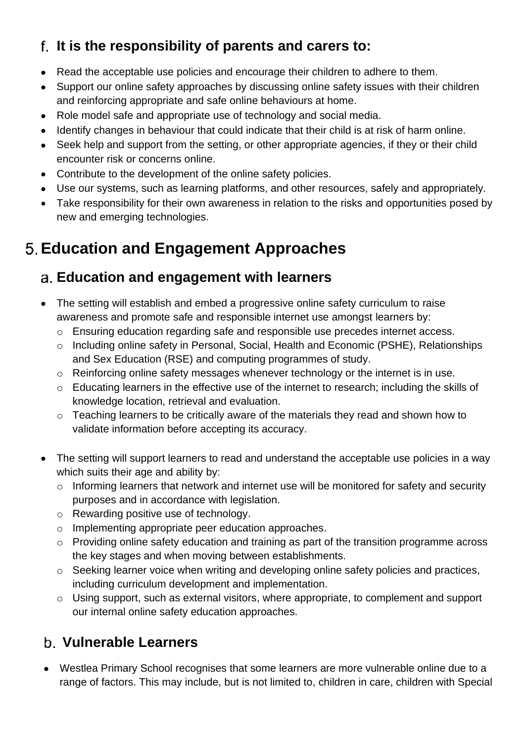### f. It is the responsibility of parents and carers to:

- Read the acceptable use policies and encourage their children to adhere to them.
- Support our online safety approaches by discussing online safety issues with their children and reinforcing appropriate and safe online behaviours at home.
- Role model safe and appropriate use of technology and social media.
- Identify changes in behaviour that could indicate that their child is at risk of harm online.
- Seek help and support from the setting, or other appropriate agencies, if they or their child encounter risk or concerns online.
- Contribute to the development of the online safety policies.
- Use our systems, such as learning platforms, and other resources, safely and appropriately.
- Take responsibility for their own awareness in relation to the risks and opportunities posed by new and emerging technologies.

## 5. Education and Engagement Approaches

### a. Education and engagement with learners

- The setting will establish and embed a progressive online safety curriculum to raise awareness and promote safe and responsible internet use amongst learners by:
  - Ensuring education regarding safe and responsible use precedes internet access.
  - Including online safety in Personal, Social, Health and Economic (PSHE), Relationships and Sex Education (RSE) and computing programmes of study.
  - Reinforcing online safety messages whenever technology or the internet is in use.
  - Educating learners in the effective use of the internet to research; including the skills of knowledge location, retrieval and evaluation.
  - Teaching learners to be critically aware of the materials they read and shown how to validate information before accepting its accuracy.

- The setting will support learners to read and understand the acceptable use policies in a way which suits their age and ability by:
  - Informing learners that network and internet use will be monitored for safety and security purposes and in accordance with legislation.
  - Rewarding positive use of technology.
  - Implementing appropriate peer education approaches.
  - Providing online safety education and training as part of the transition programme across the key stages and when moving between establishments.
  - Seeking learner voice when writing and developing online safety policies and practices, including curriculum development and implementation.
  - Using support, such as external visitors, where appropriate, to complement and support our internal online safety education approaches.

### b. Vulnerable Learners

- Westlea Primary School recognises that some learners are more vulnerable online due to a range of factors. This may include, but is not limited to, children in care, children with Special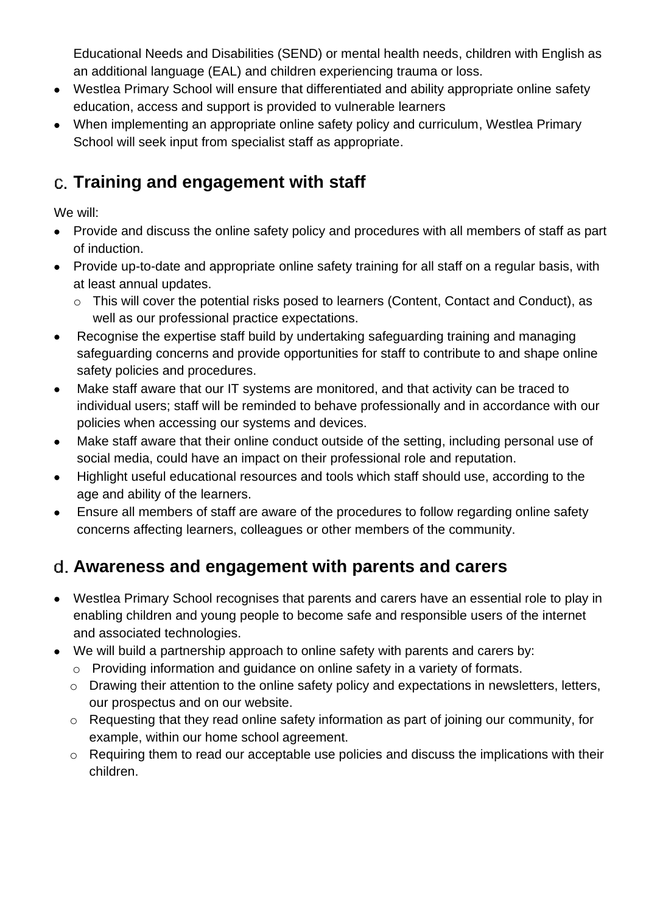Educational Needs and Disabilities (SEND) or mental health needs, children with English as an additional language (EAL) and children experiencing trauma or loss.

- Westlea Primary School will ensure that differentiated and ability appropriate online safety education, access and support is provided to vulnerable learners
- When implementing an appropriate online safety policy and curriculum, Westlea Primary School will seek input from specialist staff as appropriate.

## c. Training and engagement with staff

We will:

- Provide and discuss the online safety policy and procedures with all members of staff as part of induction.
- Provide up-to-date and appropriate online safety training for all staff on a regular basis, with at least annual updates.
  - This will cover the potential risks posed to learners (Content, Contact and Conduct), as well as our professional practice expectations.
- Recognise the expertise staff build by undertaking safeguarding training and managing safeguarding concerns and provide opportunities for staff to contribute to and shape online safety policies and procedures.
- Make staff aware that our IT systems are monitored, and that activity can be traced to individual users; staff will be reminded to behave professionally and in accordance with our policies when accessing our systems and devices.
- Make staff aware that their online conduct outside of the setting, including personal use of social media, could have an impact on their professional role and reputation.
- Highlight useful educational resources and tools which staff should use, according to the age and ability of the learners.
- Ensure all members of staff are aware of the procedures to follow regarding online safety concerns affecting learners, colleagues or other members of the community.

## d. Awareness and engagement with parents and carers

- Westlea Primary School recognises that parents and carers have an essential role to play in enabling children and young people to become safe and responsible users of the internet and associated technologies.
- We will build a partnership approach to online safety with parents and carers by:
  - Providing information and guidance on online safety in a variety of formats.
  - Drawing their attention to the online safety policy and expectations in newsletters, letters, our prospectus and on our website.
  - Requesting that they read online safety information as part of joining our community, for example, within our home school agreement.
  - Requiring them to read our acceptable use policies and discuss the implications with their children.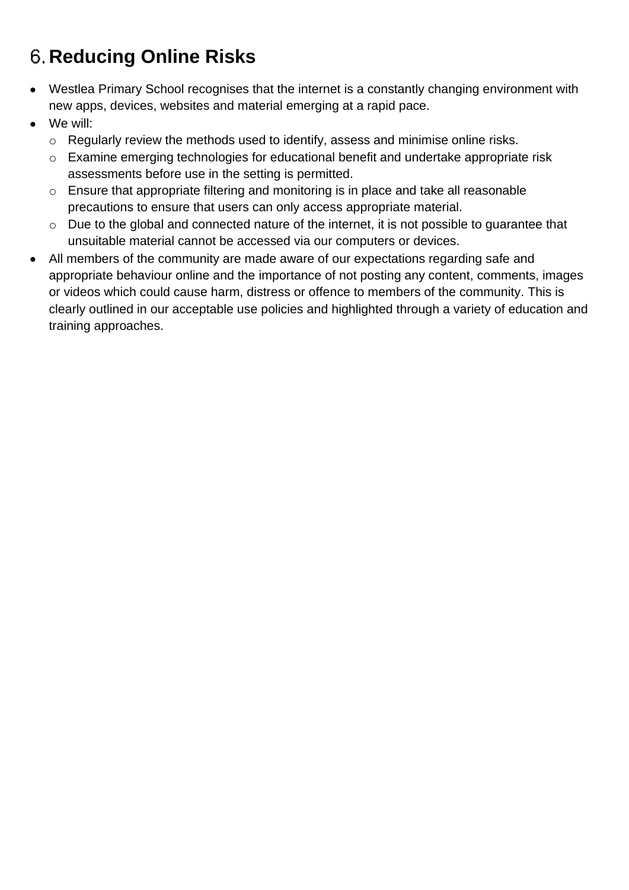# 6. Reducing Online Risks

- Westlea Primary School recognises that the internet is a constantly changing environment with new apps, devices, websites and material emerging at a rapid pace.
- We will:
  - Regularly review the methods used to identify, assess and minimise online risks.
  - Examine emerging technologies for educational benefit and undertake appropriate risk assessments before use in the setting is permitted.
  - Ensure that appropriate filtering and monitoring is in place and take all reasonable precautions to ensure that users can only access appropriate material.
  - Due to the global and connected nature of the internet, it is not possible to guarantee that unsuitable material cannot be accessed via our computers or devices.
- All members of the community are made aware of our expectations regarding safe and appropriate behaviour online and the importance of not posting any content, comments, images or videos which could cause harm, distress or offence to members of the community. This is clearly outlined in our acceptable use policies and highlighted through a variety of education and training approaches.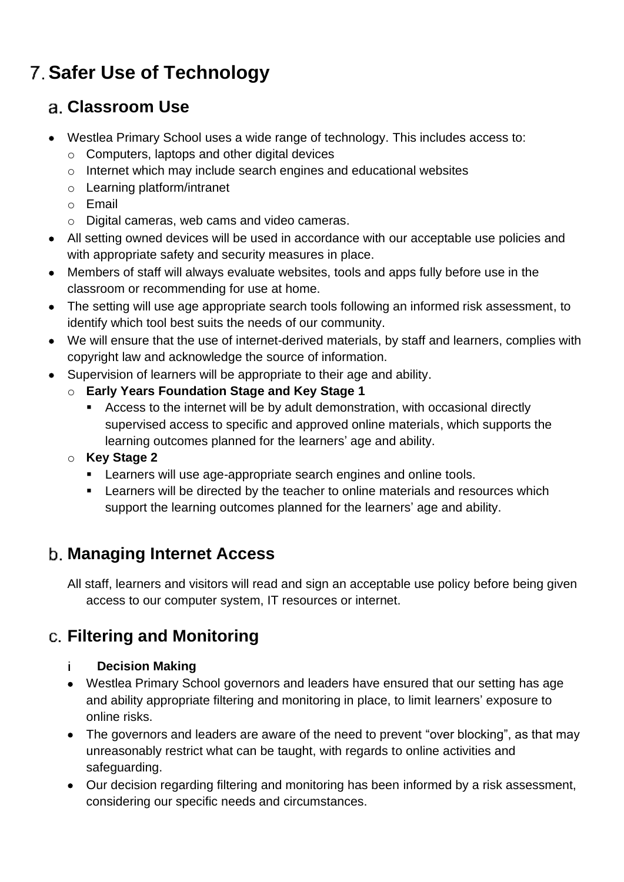# 7. Safer Use of Technology

## a. Classroom Use

- Westlea Primary School uses a wide range of technology. This includes access to:
  - Computers, laptops and other digital devices
  - Internet which may include search engines and educational websites
  - Learning platform/intranet
  - Email
  - Digital cameras, web cams and video cameras.
- All setting owned devices will be used in accordance with our acceptable use policies and with appropriate safety and security measures in place.
- Members of staff will always evaluate websites, tools and apps fully before use in the classroom or recommending for use at home.
- The setting will use age appropriate search tools following an informed risk assessment, to identify which tool best suits the needs of our community.
- We will ensure that the use of internet-derived materials, by staff and learners, complies with copyright law and acknowledge the source of information.
- Supervision of learners will be appropriate to their age and ability.
  - **Early Years Foundation Stage and Key Stage 1**
    - Access to the internet will be by adult demonstration, with occasional directly supervised access to specific and approved online materials, which supports the learning outcomes planned for the learners' age and ability.
  - **Key Stage 2**
    - Learners will use age-appropriate search engines and online tools.
    - Learners will be directed by the teacher to online materials and resources which support the learning outcomes planned for the learners' age and ability.

## b. Managing Internet Access

All staff, learners and visitors will read and sign an acceptable use policy before being given access to our computer system, IT resources or internet.

## c. Filtering and Monitoring

### i Decision Making

- Westlea Primary School governors and leaders have ensured that our setting has age and ability appropriate filtering and monitoring in place, to limit learners' exposure to online risks.
- The governors and leaders are aware of the need to prevent "over blocking", as that may unreasonably restrict what can be taught, with regards to online activities and safeguarding.
- Our decision regarding filtering and monitoring has been informed by a risk assessment, considering our specific needs and circumstances.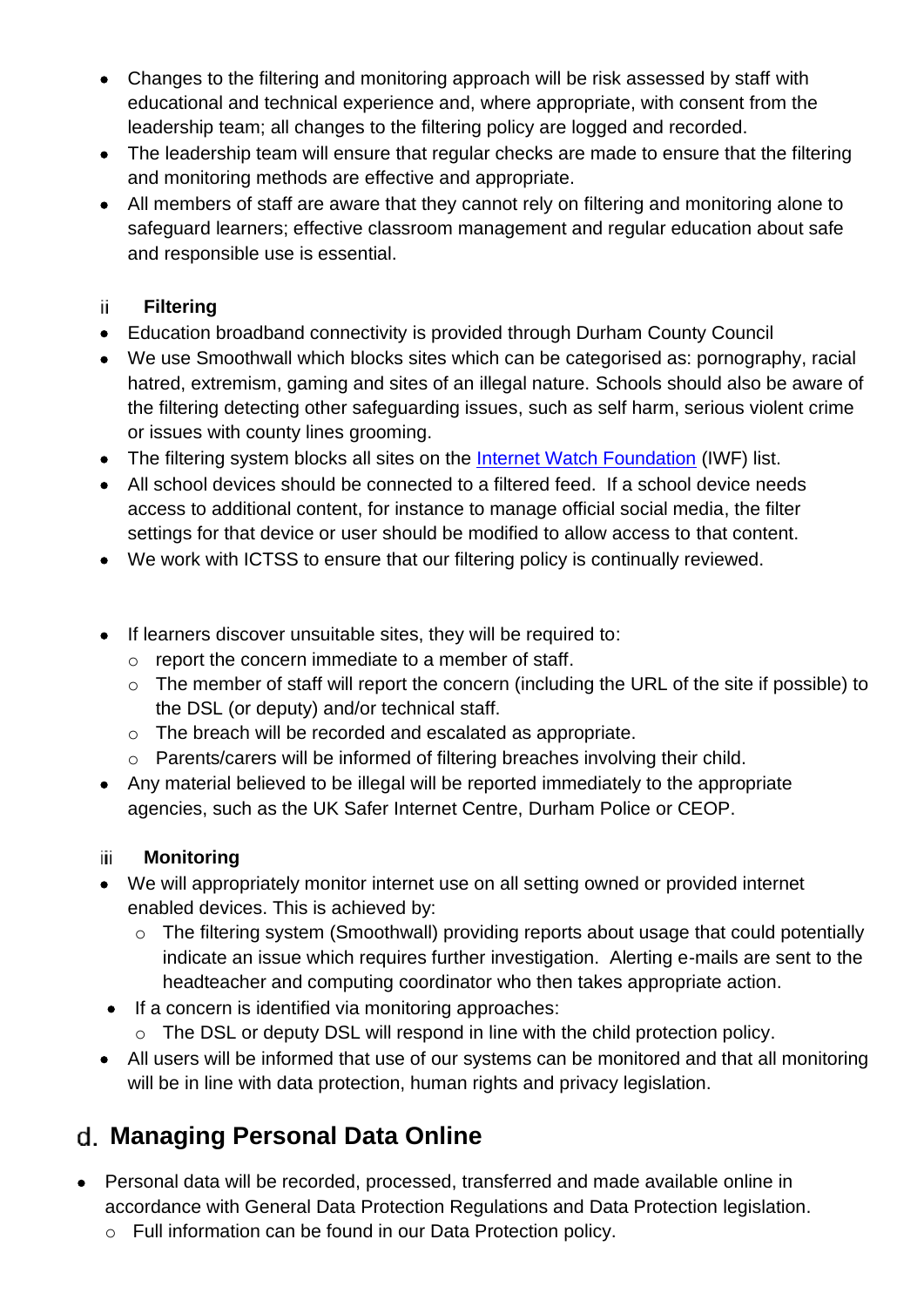- Changes to the filtering and monitoring approach will be risk assessed by staff with educational and technical experience and, where appropriate, with consent from the leadership team; all changes to the filtering policy are logged and recorded.
- The leadership team will ensure that regular checks are made to ensure that the filtering and monitoring methods are effective and appropriate.
- All members of staff are aware that they cannot rely on filtering and monitoring alone to safeguard learners; effective classroom management and regular education about safe and responsible use is essential.

### ii Filtering

- Education broadband connectivity is provided through Durham County Council
- We use Smoothwall which blocks sites which can be categorised as: pornography, racial hatred, extremism, gaming and sites of an illegal nature. Schools should also be aware of the filtering detecting other safeguarding issues, such as self harm, serious violent crime or issues with county lines grooming.
- The filtering system blocks all sites on the [Internet Watch Foundation](#) (IWF) list.
- All school devices should be connected to a filtered feed. If a school device needs access to additional content, for instance to manage official social media, the filter settings for that device or user should be modified to allow access to that content.
- We work with ICTSS to ensure that our filtering policy is continually reviewed.

- If learners discover unsuitable sites, they will be required to:
  - report the concern immediate to a member of staff.
  - The member of staff will report the concern (including the URL of the site if possible) to the DSL (or deputy) and/or technical staff.
  - The breach will be recorded and escalated as appropriate.
  - Parents/carers will be informed of filtering breaches involving their child.
- Any material believed to be illegal will be reported immediately to the appropriate agencies, such as the UK Safer Internet Centre, Durham Police or CEOP.

### iii Monitoring

- We will appropriately monitor internet use on all setting owned or provided internet enabled devices. This is achieved by:
  - The filtering system (Smoothwall) providing reports about usage that could potentially indicate an issue which requires further investigation. Alerting e-mails are sent to the headteacher and computing coordinator who then takes appropriate action.
- If a concern is identified via monitoring approaches:
  - The DSL or deputy DSL will respond in line with the child protection policy.
- All users will be informed that use of our systems can be monitored and that all monitoring will be in line with data protection, human rights and privacy legislation.

## d. Managing Personal Data Online

- Personal data will be recorded, processed, transferred and made available online in accordance with General Data Protection Regulations and Data Protection legislation.
  - Full information can be found in our Data Protection policy.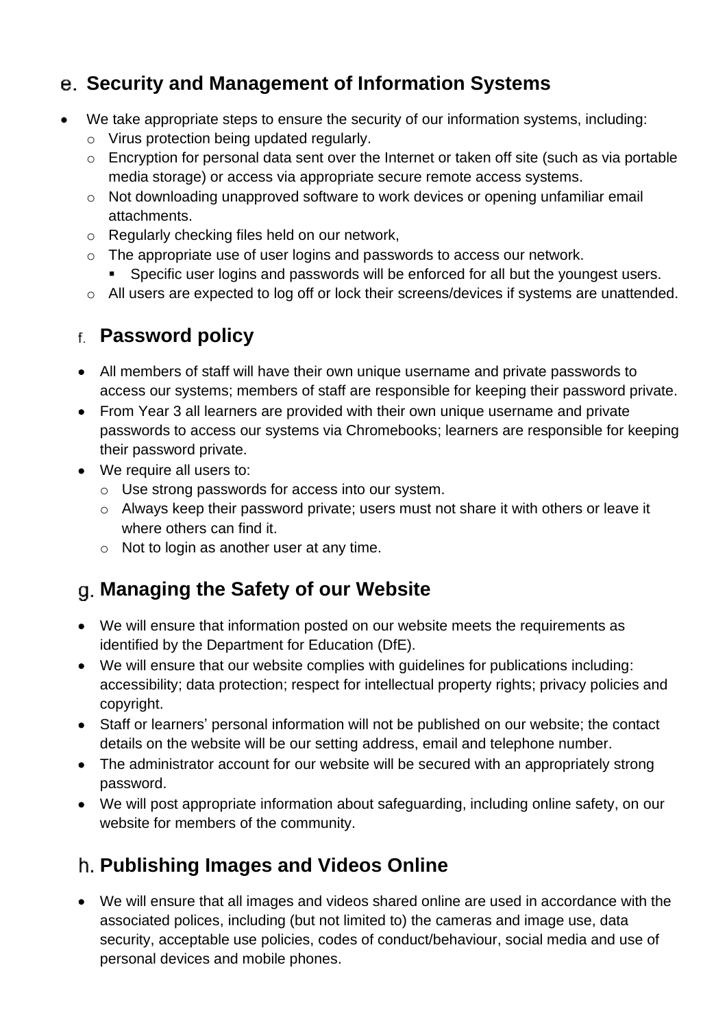## e. Security and Management of Information Systems

- We take appropriate steps to ensure the security of our information systems, including:
  - Virus protection being updated regularly.
  - Encryption for personal data sent over the Internet or taken off site (such as via portable media storage) or access via appropriate secure remote access systems.
  - Not downloading unapproved software to work devices or opening unfamiliar email attachments.
  - Regularly checking files held on our network,
  - The appropriate use of user logins and passwords to access our network.
    - Specific user logins and passwords will be enforced for all but the youngest users.
  - All users are expected to log off or lock their screens/devices if systems are unattended.

## f. Password policy

- All members of staff will have their own unique username and private passwords to access our systems; members of staff are responsible for keeping their password private.
- From Year 3 all learners are provided with their own unique username and private passwords to access our systems via Chromebooks; learners are responsible for keeping their password private.
- We require all users to:
  - Use strong passwords for access into our system.
  - Always keep their password private; users must not share it with others or leave it where others can find it.
  - Not to login as another user at any time.

## g. Managing the Safety of our Website

- We will ensure that information posted on our website meets the requirements as identified by the Department for Education (DfE).
- We will ensure that our website complies with guidelines for publications including: accessibility; data protection; respect for intellectual property rights; privacy policies and copyright.
- Staff or learners' personal information will not be published on our website; the contact details on the website will be our setting address, email and telephone number.
- The administrator account for our website will be secured with an appropriately strong password.
- We will post appropriate information about safeguarding, including online safety, on our website for members of the community.

## h. Publishing Images and Videos Online

- We will ensure that all images and videos shared online are used in accordance with the associated polices, including (but not limited to) the cameras and image use, data security, acceptable use policies, codes of conduct/behaviour, social media and use of personal devices and mobile phones.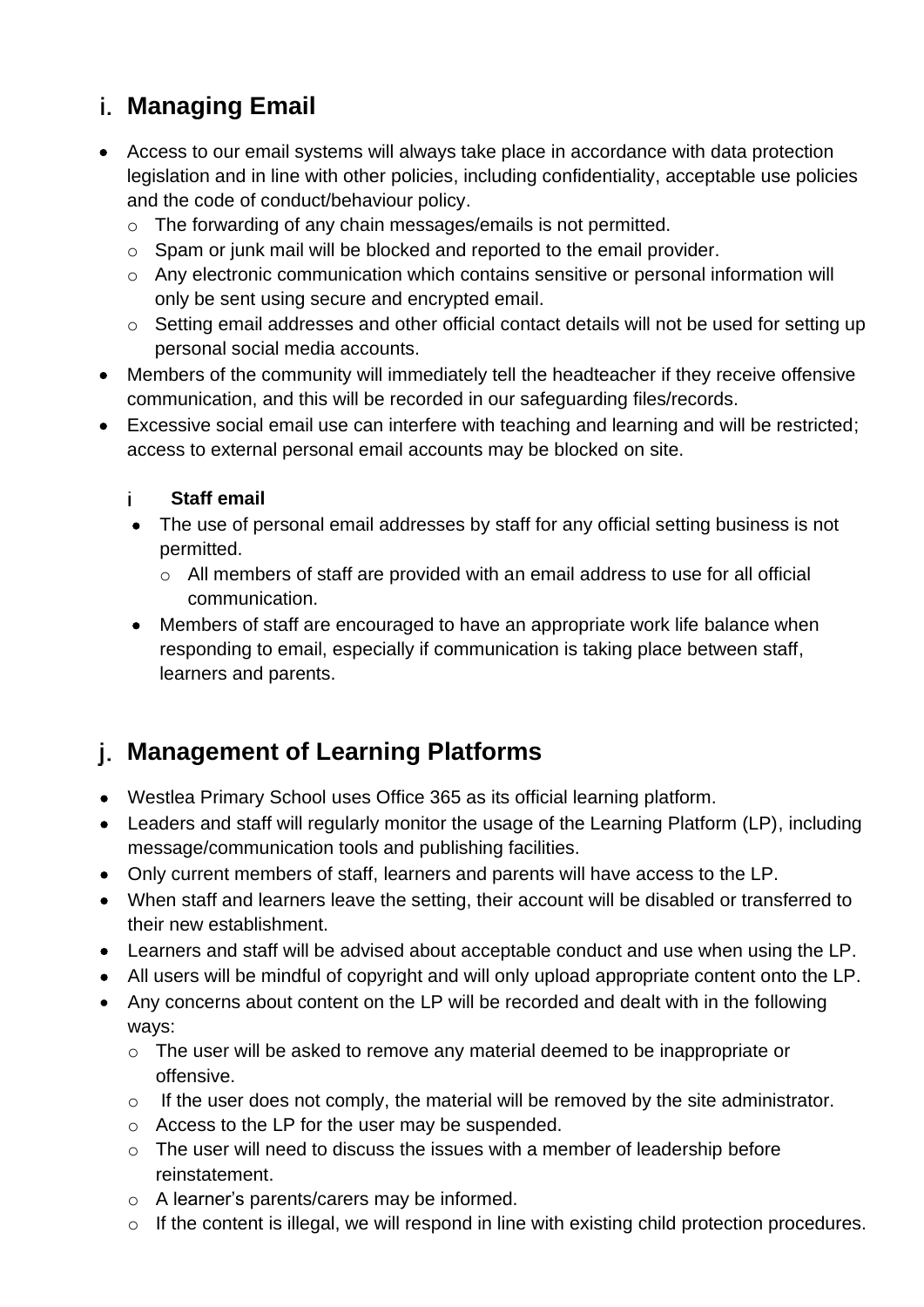## i. Managing Email

- Access to our email systems will always take place in accordance with data protection legislation and in line with other policies, including confidentiality, acceptable use policies and the code of conduct/behaviour policy.
  - The forwarding of any chain messages/emails is not permitted.
  - Spam or junk mail will be blocked and reported to the email provider.
  - Any electronic communication which contains sensitive or personal information will only be sent using secure and encrypted email.
  - Setting email addresses and other official contact details will not be used for setting up personal social media accounts.
- Members of the community will immediately tell the headteacher if they receive offensive communication, and this will be recorded in our safeguarding files/records.
- Excessive social email use can interfere with teaching and learning and will be restricted; access to external personal email accounts may be blocked on site.

### i Staff email

- The use of personal email addresses by staff for any official setting business is not permitted.
  - All members of staff are provided with an email address to use for all official communication.
- Members of staff are encouraged to have an appropriate work life balance when responding to email, especially if communication is taking place between staff, learners and parents.

## j. Management of Learning Platforms

- Westlea Primary School uses Office 365 as its official learning platform.
- Leaders and staff will regularly monitor the usage of the Learning Platform (LP), including message/communication tools and publishing facilities.
- Only current members of staff, learners and parents will have access to the LP.
- When staff and learners leave the setting, their account will be disabled or transferred to their new establishment.
- Learners and staff will be advised about acceptable conduct and use when using the LP.
- All users will be mindful of copyright and will only upload appropriate content onto the LP.
- Any concerns about content on the LP will be recorded and dealt with in the following ways:
  - The user will be asked to remove any material deemed to be inappropriate or offensive.
  - If the user does not comply, the material will be removed by the site administrator.
  - Access to the LP for the user may be suspended.
  - The user will need to discuss the issues with a member of leadership before reinstatement.
  - A learner's parents/carers may be informed.
  - If the content is illegal, we will respond in line with existing child protection procedures.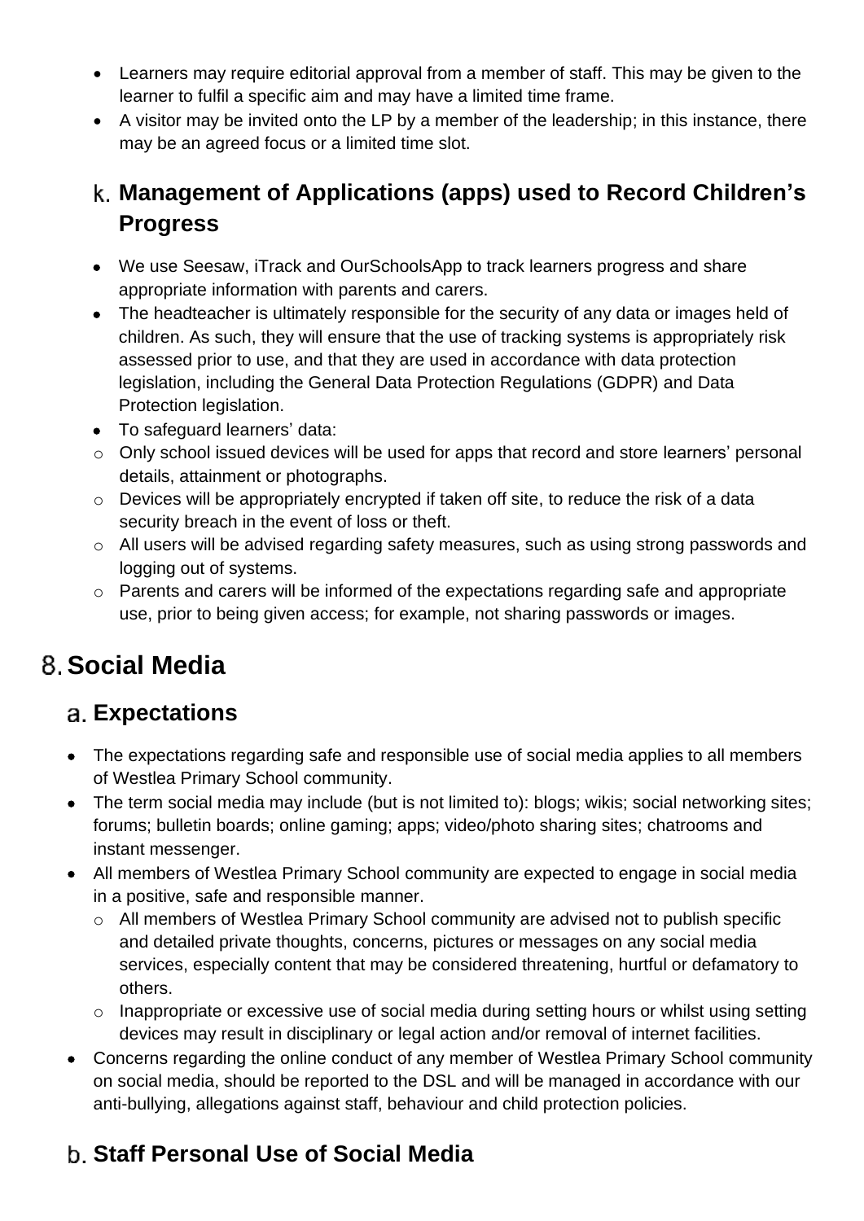- Learners may require editorial approval from a member of staff. This may be given to the learner to fulfil a specific aim and may have a limited time frame.
- A visitor may be invited onto the LP by a member of the leadership; in this instance, there may be an agreed focus or a limited time slot.

### k. Management of Applications (apps) used to Record Children's Progress

- We use Seesaw, iTrack and OurSchoolsApp to track learners progress and share appropriate information with parents and carers.
- The headteacher is ultimately responsible for the security of any data or images held of children. As such, they will ensure that the use of tracking systems is appropriately risk assessed prior to use, and that they are used in accordance with data protection legislation, including the General Data Protection Regulations (GDPR) and Data Protection legislation.
- To safeguard learners' data:
  - Only school issued devices will be used for apps that record and store learners' personal details, attainment or photographs.
  - Devices will be appropriately encrypted if taken off site, to reduce the risk of a data security breach in the event of loss or theft.
  - All users will be advised regarding safety measures, such as using strong passwords and logging out of systems.
  - Parents and carers will be informed of the expectations regarding safe and appropriate use, prior to being given access; for example, not sharing passwords or images.

## 8. Social Media

### a. Expectations

- The expectations regarding safe and responsible use of social media applies to all members of Westlea Primary School community.
- The term social media may include (but is not limited to): blogs; wikis; social networking sites; forums; bulletin boards; online gaming; apps; video/photo sharing sites; chatrooms and instant messenger.
- All members of Westlea Primary School community are expected to engage in social media in a positive, safe and responsible manner.
  - All members of Westlea Primary School community are advised not to publish specific and detailed private thoughts, concerns, pictures or messages on any social media services, especially content that may be considered threatening, hurtful or defamatory to others.
  - Inappropriate or excessive use of social media during setting hours or whilst using setting devices may result in disciplinary or legal action and/or removal of internet facilities.
- Concerns regarding the online conduct of any member of Westlea Primary School community on social media, should be reported to the DSL and will be managed in accordance with our anti-bullying, allegations against staff, behaviour and child protection policies.

### b. Staff Personal Use of Social Media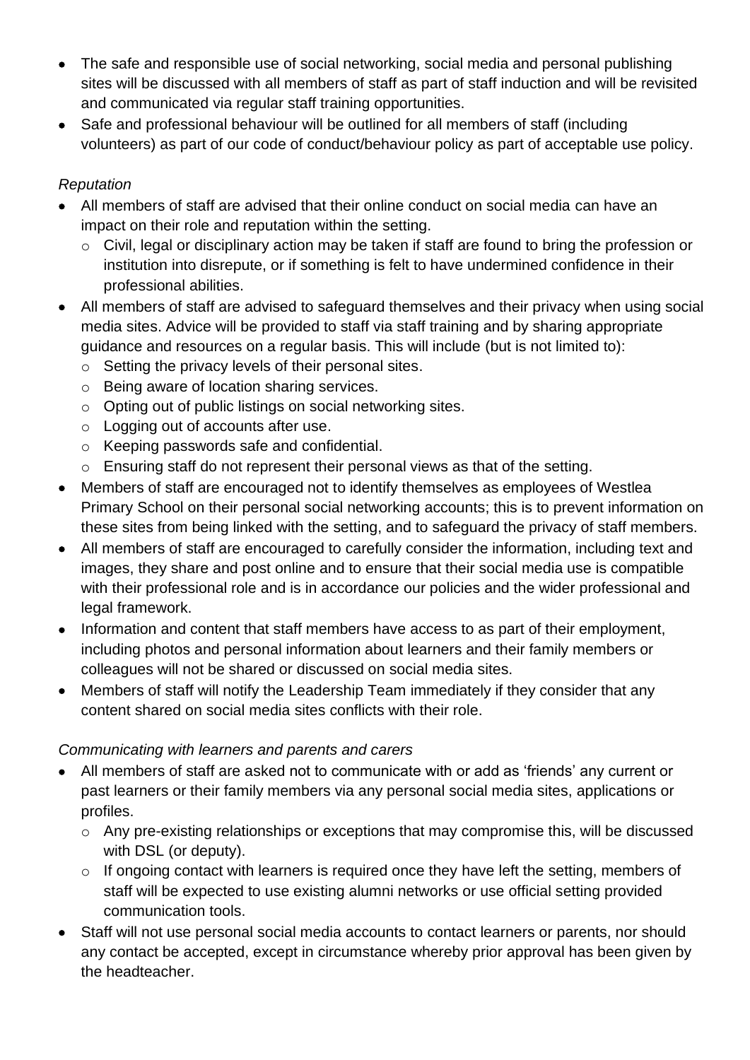- The safe and responsible use of social networking, social media and personal publishing sites will be discussed with all members of staff as part of staff induction and will be revisited and communicated via regular staff training opportunities.
- Safe and professional behaviour will be outlined for all members of staff (including volunteers) as part of our code of conduct/behaviour policy as part of acceptable use policy.

*Reputation*

- All members of staff are advised that their online conduct on social media can have an impact on their role and reputation within the setting.
  - Civil, legal or disciplinary action may be taken if staff are found to bring the profession or institution into disrepute, or if something is felt to have undermined confidence in their professional abilities.
- All members of staff are advised to safeguard themselves and their privacy when using social media sites. Advice will be provided to staff via staff training and by sharing appropriate guidance and resources on a regular basis. This will include (but is not limited to):
  - Setting the privacy levels of their personal sites.
  - Being aware of location sharing services.
  - Opting out of public listings on social networking sites.
  - Logging out of accounts after use.
  - Keeping passwords safe and confidential.
  - Ensuring staff do not represent their personal views as that of the setting.
- Members of staff are encouraged not to identify themselves as employees of Westlea Primary School on their personal social networking accounts; this is to prevent information on these sites from being linked with the setting, and to safeguard the privacy of staff members.
- All members of staff are encouraged to carefully consider the information, including text and images, they share and post online and to ensure that their social media use is compatible with their professional role and is in accordance our policies and the wider professional and legal framework.
- Information and content that staff members have access to as part of their employment, including photos and personal information about learners and their family members or colleagues will not be shared or discussed on social media sites.
- Members of staff will notify the Leadership Team immediately if they consider that any content shared on social media sites conflicts with their role.

*Communicating with learners and parents and carers*

- All members of staff are asked not to communicate with or add as 'friends' any current or past learners or their family members via any personal social media sites, applications or profiles.
  - Any pre-existing relationships or exceptions that may compromise this, will be discussed with DSL (or deputy).
  - If ongoing contact with learners is required once they have left the setting, members of staff will be expected to use existing alumni networks or use official setting provided communication tools.
- Staff will not use personal social media accounts to contact learners or parents, nor should any contact be accepted, except in circumstance whereby prior approval has been given by the headteacher.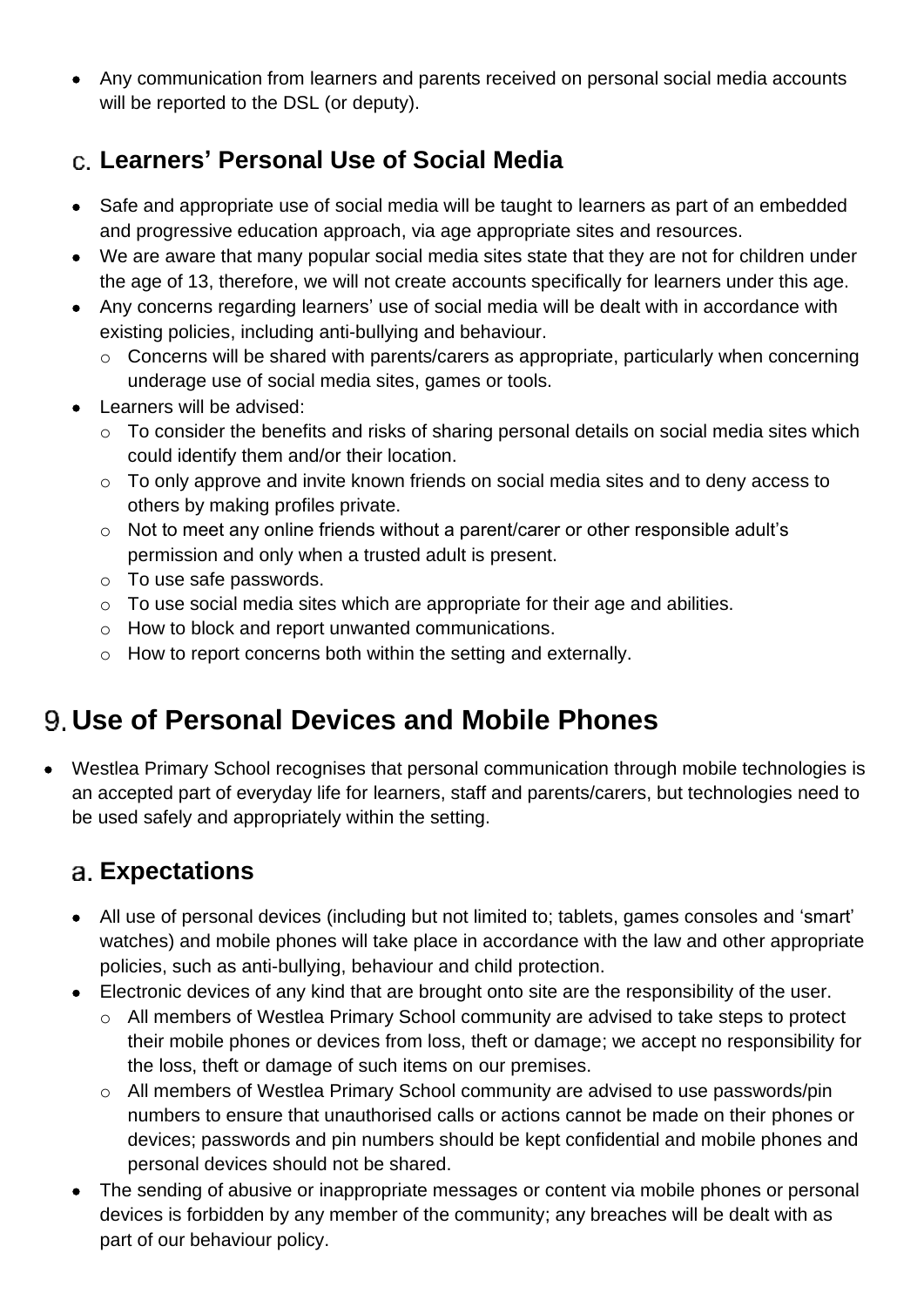- Any communication from learners and parents received on personal social media accounts will be reported to the DSL (or deputy).

### c. Learners' Personal Use of Social Media

- Safe and appropriate use of social media will be taught to learners as part of an embedded and progressive education approach, via age appropriate sites and resources.
- We are aware that many popular social media sites state that they are not for children under the age of 13, therefore, we will not create accounts specifically for learners under this age.
- Any concerns regarding learners' use of social media will be dealt with in accordance with existing policies, including anti-bullying and behaviour.
  - Concerns will be shared with parents/carers as appropriate, particularly when concerning underage use of social media sites, games or tools.
- Learners will be advised:
  - To consider the benefits and risks of sharing personal details on social media sites which could identify them and/or their location.
  - To only approve and invite known friends on social media sites and to deny access to others by making profiles private.
  - Not to meet any online friends without a parent/carer or other responsible adult's permission and only when a trusted adult is present.
  - To use safe passwords.
  - To use social media sites which are appropriate for their age and abilities.
  - How to block and report unwanted communications.
  - How to report concerns both within the setting and externally.

## 9. Use of Personal Devices and Mobile Phones

- Westlea Primary School recognises that personal communication through mobile technologies is an accepted part of everyday life for learners, staff and parents/carers, but technologies need to be used safely and appropriately within the setting.

### a. Expectations

- All use of personal devices (including but not limited to; tablets, games consoles and 'smart' watches) and mobile phones will take place in accordance with the law and other appropriate policies, such as anti-bullying, behaviour and child protection.
- Electronic devices of any kind that are brought onto site are the responsibility of the user.
  - All members of Westlea Primary School community are advised to take steps to protect their mobile phones or devices from loss, theft or damage; we accept no responsibility for the loss, theft or damage of such items on our premises.
  - All members of Westlea Primary School community are advised to use passwords/pin numbers to ensure that unauthorised calls or actions cannot be made on their phones or devices; passwords and pin numbers should be kept confidential and mobile phones and personal devices should not be shared.
- The sending of abusive or inappropriate messages or content via mobile phones or personal devices is forbidden by any member of the community; any breaches will be dealt with as part of our behaviour policy.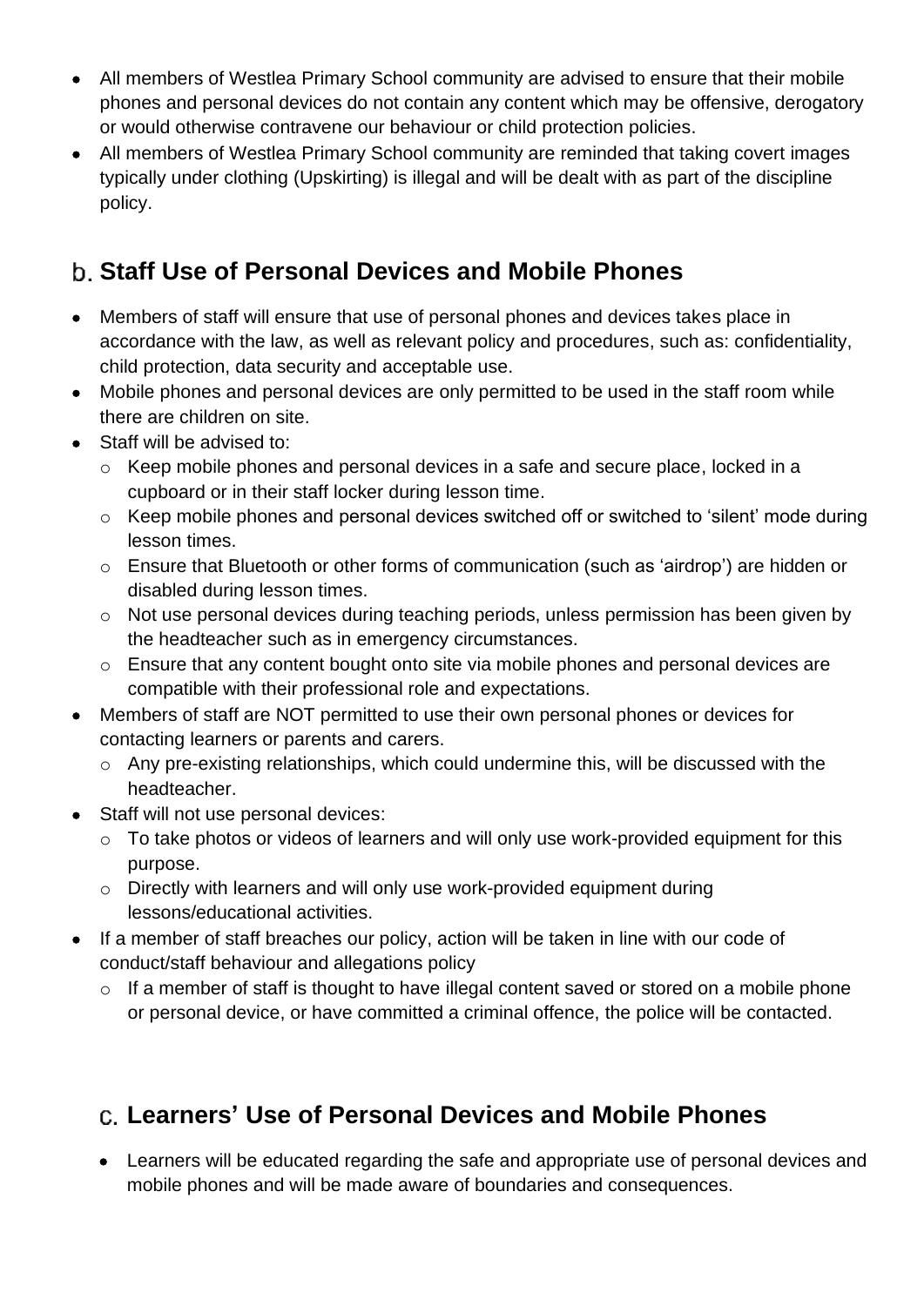- All members of Westlea Primary School community are advised to ensure that their mobile phones and personal devices do not contain any content which may be offensive, derogatory or would otherwise contravene our behaviour or child protection policies.
- All members of Westlea Primary School community are reminded that taking covert images typically under clothing (Upskirting) is illegal and will be dealt with as part of the discipline policy.

## b. Staff Use of Personal Devices and Mobile Phones

- Members of staff will ensure that use of personal phones and devices takes place in accordance with the law, as well as relevant policy and procedures, such as: confidentiality, child protection, data security and acceptable use.
- Mobile phones and personal devices are only permitted to be used in the staff room while there are children on site.
- Staff will be advised to:
  - Keep mobile phones and personal devices in a safe and secure place, locked in a cupboard or in their staff locker during lesson time.
  - Keep mobile phones and personal devices switched off or switched to 'silent' mode during lesson times.
  - Ensure that Bluetooth or other forms of communication (such as 'airdrop') are hidden or disabled during lesson times.
  - Not use personal devices during teaching periods, unless permission has been given by the headteacher such as in emergency circumstances.
  - Ensure that any content bought onto site via mobile phones and personal devices are compatible with their professional role and expectations.
- Members of staff are NOT permitted to use their own personal phones or devices for contacting learners or parents and carers.
  - Any pre-existing relationships, which could undermine this, will be discussed with the headteacher.
- Staff will not use personal devices:
  - To take photos or videos of learners and will only use work-provided equipment for this purpose.
  - Directly with learners and will only use work-provided equipment during lessons/educational activities.
- If a member of staff breaches our policy, action will be taken in line with our code of conduct/staff behaviour and allegations policy
  - If a member of staff is thought to have illegal content saved or stored on a mobile phone or personal device, or have committed a criminal offence, the police will be contacted.

## c. Learners' Use of Personal Devices and Mobile Phones

- Learners will be educated regarding the safe and appropriate use of personal devices and mobile phones and will be made aware of boundaries and consequences.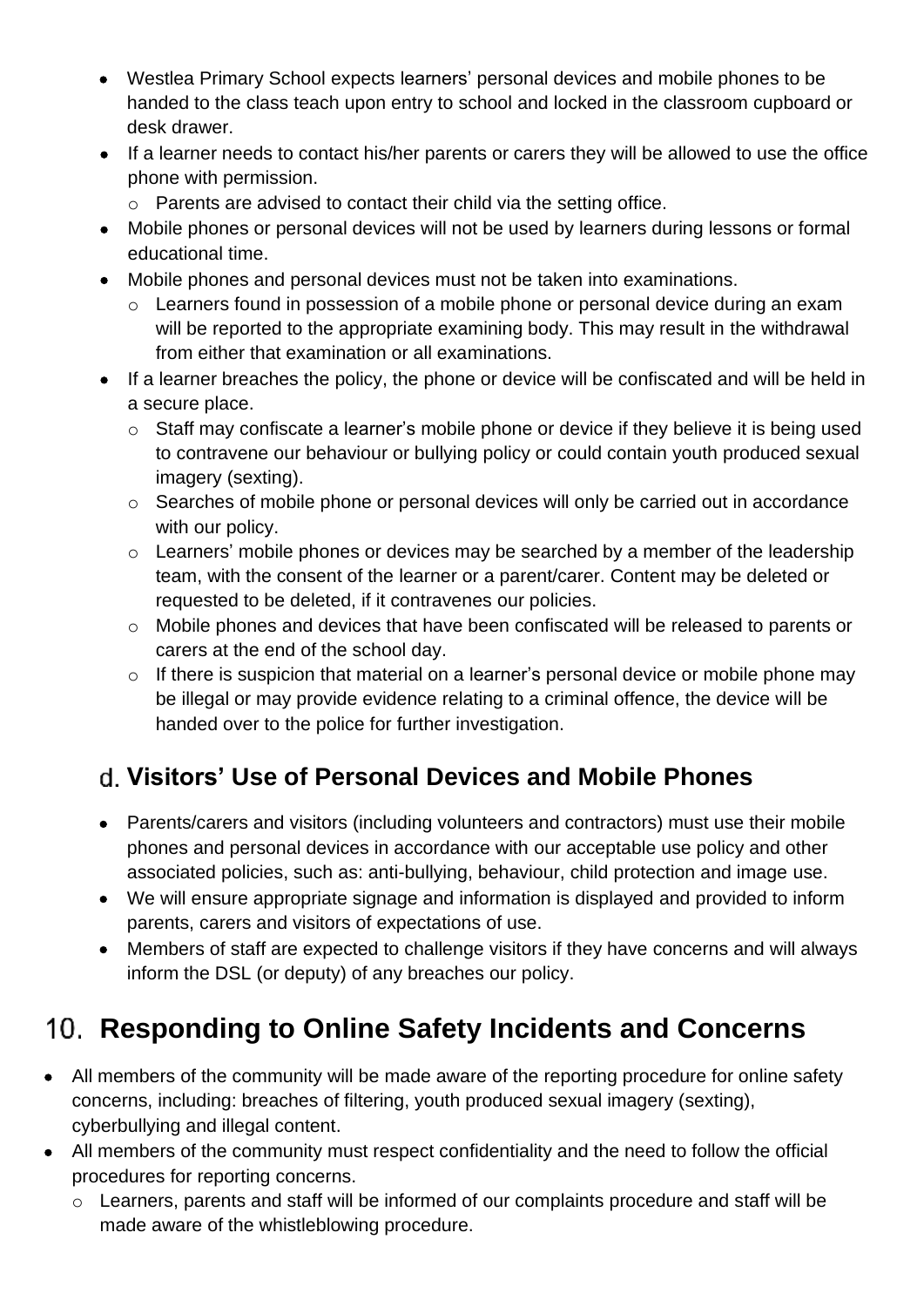- Westlea Primary School expects learners' personal devices and mobile phones to be handed to the class teach upon entry to school and locked in the classroom cupboard or desk drawer.
- If a learner needs to contact his/her parents or carers they will be allowed to use the office phone with permission.
    - Parents are advised to contact their child via the setting office.
- Mobile phones or personal devices will not be used by learners during lessons or formal educational time.
- Mobile phones and personal devices must not be taken into examinations.
    - Learners found in possession of a mobile phone or personal device during an exam will be reported to the appropriate examining body. This may result in the withdrawal from either that examination or all examinations.
- If a learner breaches the policy, the phone or device will be confiscated and will be held in a secure place.
    - Staff may confiscate a learner's mobile phone or device if they believe it is being used to contravene our behaviour or bullying policy or could contain youth produced sexual imagery (sexting).
    - Searches of mobile phone or personal devices will only be carried out in accordance with our policy.
    - Learners' mobile phones or devices may be searched by a member of the leadership team, with the consent of the learner or a parent/carer. Content may be deleted or requested to be deleted, if it contravenes our policies.
    - Mobile phones and devices that have been confiscated will be released to parents or carers at the end of the school day.
    - If there is suspicion that material on a learner's personal device or mobile phone may be illegal or may provide evidence relating to a criminal offence, the device will be handed over to the police for further investigation.

### d. Visitors' Use of Personal Devices and Mobile Phones

- Parents/carers and visitors (including volunteers and contractors) must use their mobile phones and personal devices in accordance with our acceptable use policy and other associated policies, such as: anti-bullying, behaviour, child protection and image use.
- We will ensure appropriate signage and information is displayed and provided to inform parents, carers and visitors of expectations of use.
- Members of staff are expected to challenge visitors if they have concerns and will always inform the DSL (or deputy) of any breaches our policy.

## 10. Responding to Online Safety Incidents and Concerns

- All members of the community will be made aware of the reporting procedure for online safety concerns, including: breaches of filtering, youth produced sexual imagery (sexting), cyberbullying and illegal content.
- All members of the community must respect confidentiality and the need to follow the official procedures for reporting concerns.
    - Learners, parents and staff will be informed of our complaints procedure and staff will be made aware of the whistleblowing procedure.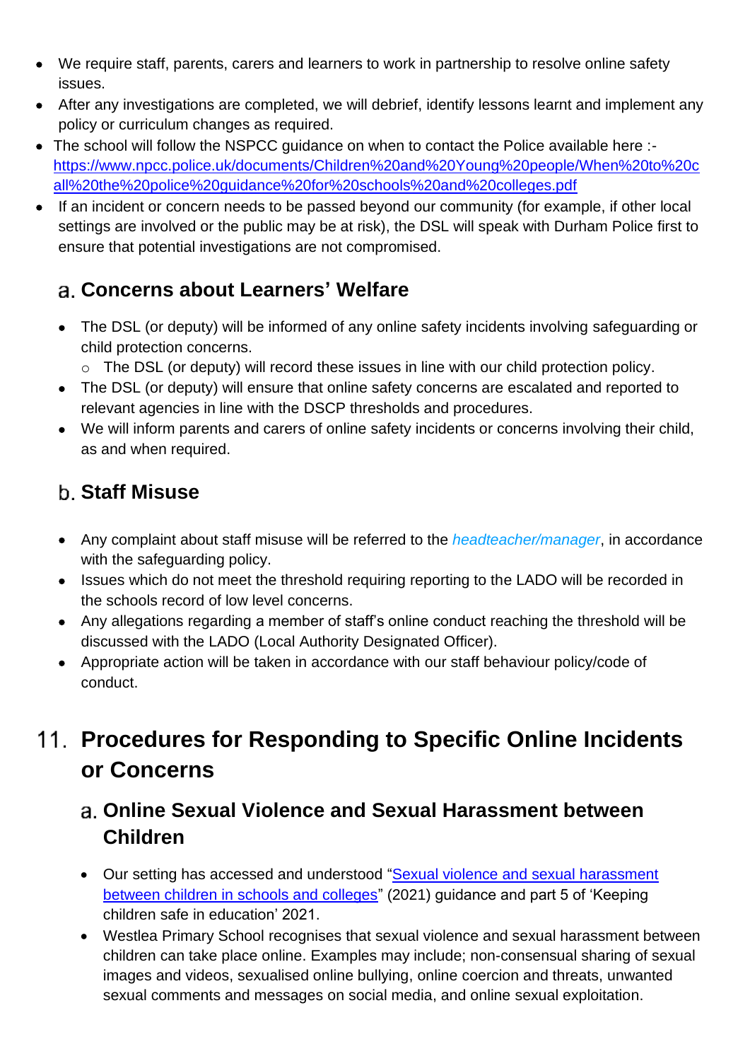- We require staff, parents, carers and learners to work in partnership to resolve online safety issues.
- After any investigations are completed, we will debrief, identify lessons learnt and implement any policy or curriculum changes as required.
- The school will follow the NSPCC guidance on when to contact the Police available here :- [https://www.npcc.police.uk/documents/Children%20and%20Young%20people/When%20to%20call%20the%20police%20guidance%20for%20schools%20and%20colleges.pdf](https://www.npcc.police.uk/documents/Children%20and%20Young%20people/When%20to%20call%20the%20police%20guidance%20for%20schools%20and%20colleges.pdf)
- If an incident or concern needs to be passed beyond our community (for example, if other local settings are involved or the public may be at risk), the DSL will speak with Durham Police first to ensure that potential investigations are not compromised.

### a. Concerns about Learners' Welfare

- The DSL (or deputy) will be informed of any online safety incidents involving safeguarding or child protection concerns.
  - The DSL (or deputy) will record these issues in line with our child protection policy.
- The DSL (or deputy) will ensure that online safety concerns are escalated and reported to relevant agencies in line with the DSCP thresholds and procedures.
- We will inform parents and carers of online safety incidents or concerns involving their child, as and when required.

### b. Staff Misuse

- Any complaint about staff misuse will be referred to the *headteacher/manager*, in accordance with the safeguarding policy.
- Issues which do not meet the threshold requiring reporting to the LADO will be recorded in the schools record of low level concerns.
- Any allegations regarding a member of staff's online conduct reaching the threshold will be discussed with the LADO (Local Authority Designated Officer).
- Appropriate action will be taken in accordance with our staff behaviour policy/code of conduct.

## 11. Procedures for Responding to Specific Online Incidents or Concerns

### a. Online Sexual Violence and Sexual Harassment between Children

- Our setting has accessed and understood "Sexual violence and sexual harassment between children in schools and colleges" (2021) guidance and part 5 of 'Keeping children safe in education' 2021.
- Westlea Primary School recognises that sexual violence and sexual harassment between children can take place online. Examples may include; non-consensual sharing of sexual images and videos, sexualised online bullying, online coercion and threats, unwanted sexual comments and messages on social media, and online sexual exploitation.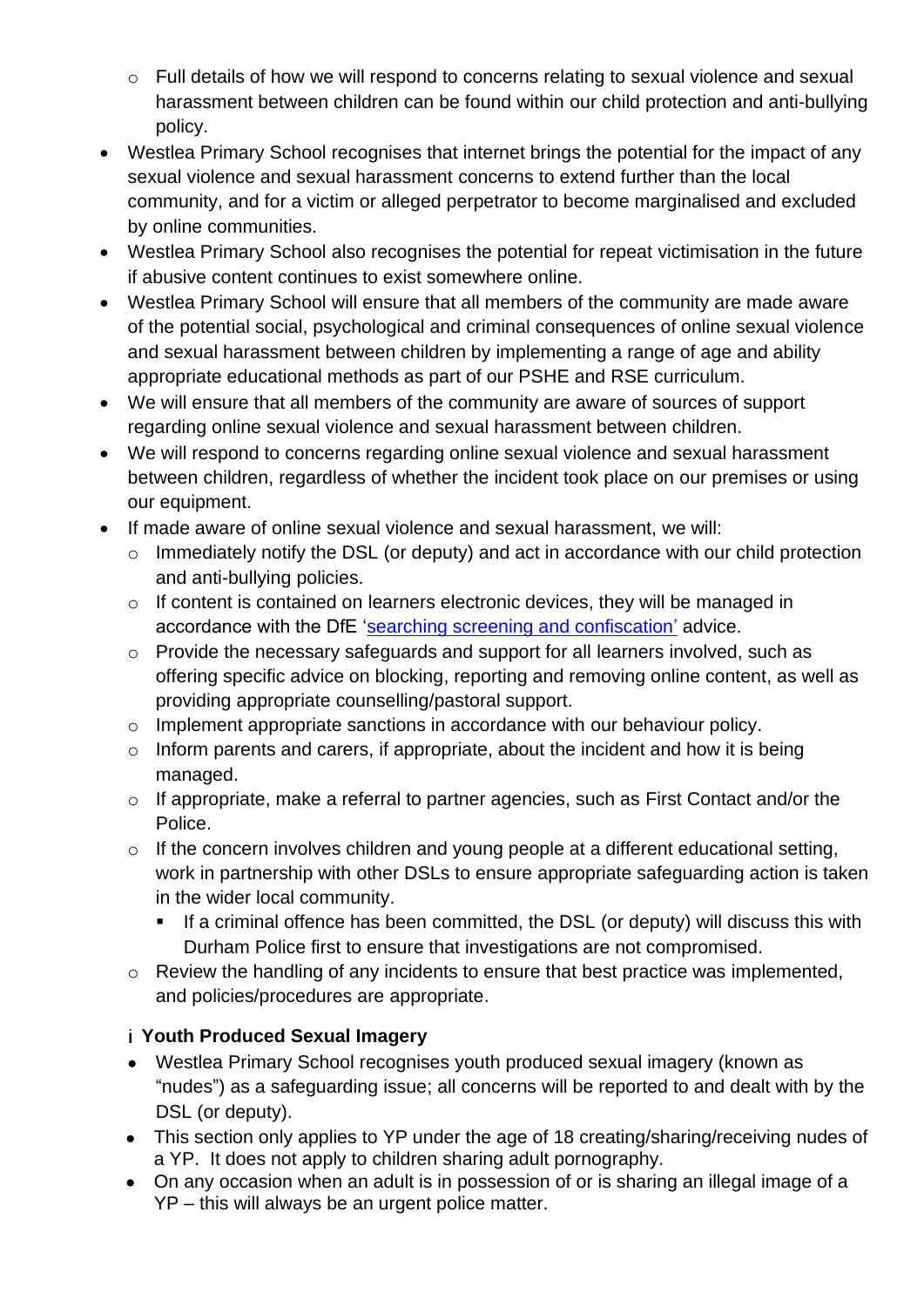- Full details of how we will respond to concerns relating to sexual violence and sexual harassment between children can be found within our child protection and anti-bullying policy.
- Westlea Primary School recognises that internet brings the potential for the impact of any sexual violence and sexual harassment concerns to extend further than the local community, and for a victim or alleged perpetrator to become marginalised and excluded by online communities.
- Westlea Primary School also recognises the potential for repeat victimisation in the future if abusive content continues to exist somewhere online.
- Westlea Primary School will ensure that all members of the community are made aware of the potential social, psychological and criminal consequences of online sexual violence and sexual harassment between children by implementing a range of age and ability appropriate educational methods as part of our PSHE and RSE curriculum.
- We will ensure that all members of the community are aware of sources of support regarding online sexual violence and sexual harassment between children.
- We will respond to concerns regarding online sexual violence and sexual harassment between children, regardless of whether the incident took place on our premises or using our equipment.
- If made aware of online sexual violence and sexual harassment, we will:
  - Immediately notify the DSL (or deputy) and act in accordance with our child protection and anti-bullying policies.
  - If content is contained on learners electronic devices, they will be managed in accordance with the DfE 'searching screening and confiscation' advice.
  - Provide the necessary safeguards and support for all learners involved, such as offering specific advice on blocking, reporting and removing online content, as well as providing appropriate counselling/pastoral support.
  - Implement appropriate sanctions in accordance with our behaviour policy.
  - Inform parents and carers, if appropriate, about the incident and how it is being managed.
  - If appropriate, make a referral to partner agencies, such as First Contact and/or the Police.
  - If the concern involves children and young people at a different educational setting, work in partnership with other DSLs to ensure appropriate safeguarding action is taken in the wider local community.
    - If a criminal offence has been committed, the DSL (or deputy) will discuss this with Durham Police first to ensure that investigations are not compromised.
  - Review the handling of any incidents to ensure that best practice was implemented, and policies/procedures are appropriate.

**Youth Produced Sexual Imagery**

- Westlea Primary School recognises youth produced sexual imagery (known as "nudes") as a safeguarding issue; all concerns will be reported to and dealt with by the DSL (or deputy).
- This section only applies to YP under the age of 18 creating/sharing/receiving nudes of a YP. It does not apply to children sharing adult pornography.
- On any occasion when an adult is in possession of or is sharing an illegal image of a YP – this will always be an urgent police matter.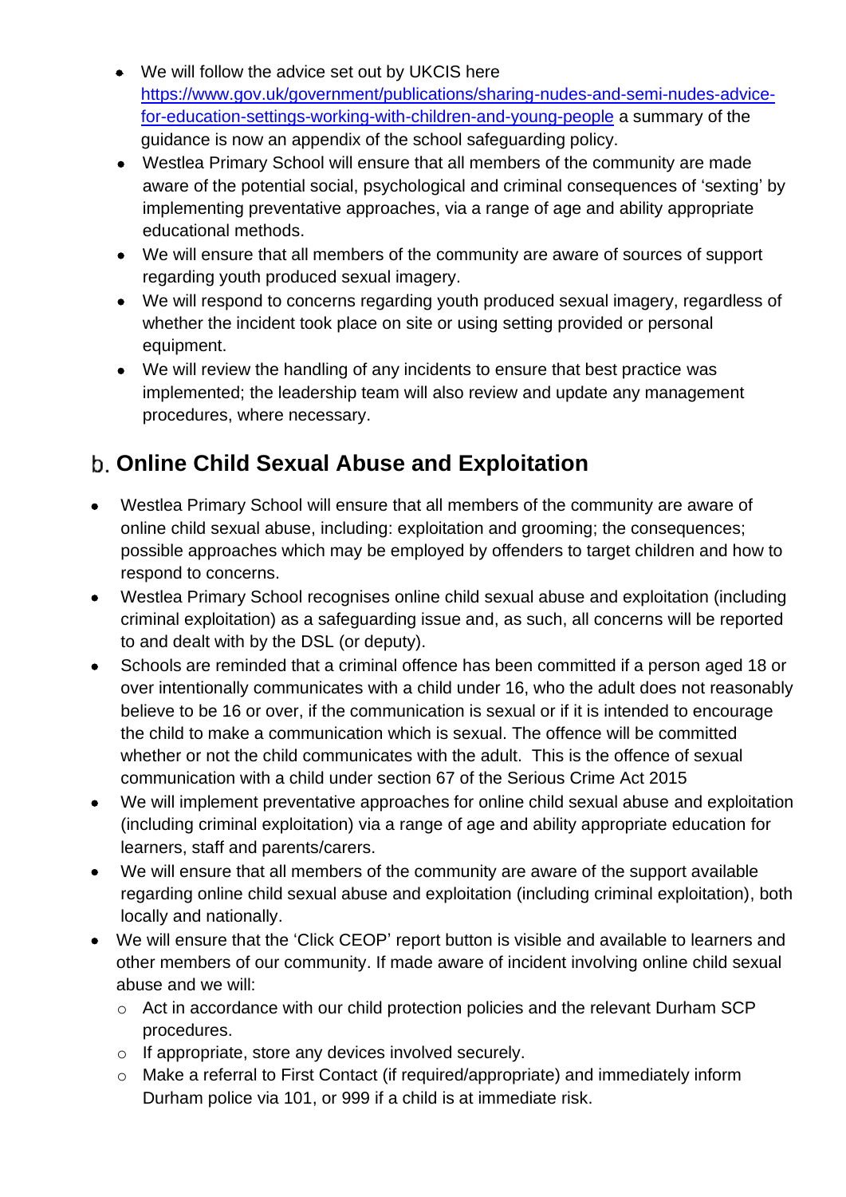- We will follow the advice set out by UKCIS here [https://www.gov.uk/government/publications/sharing-nudes-and-semi-nudes-advice-for-education-settings-working-with-children-and-young-people](https://www.gov.uk/government/publications/sharing-nudes-and-semi-nudes-advice-for-education-settings-working-with-children-and-young-people) a summary of the guidance is now an appendix of the school safeguarding policy.
- Westlea Primary School will ensure that all members of the community are made aware of the potential social, psychological and criminal consequences of 'sexting' by implementing preventative approaches, via a range of age and ability appropriate educational methods.
- We will ensure that all members of the community are aware of sources of support regarding youth produced sexual imagery.
- We will respond to concerns regarding youth produced sexual imagery, regardless of whether the incident took place on site or using setting provided or personal equipment.
- We will review the handling of any incidents to ensure that best practice was implemented; the leadership team will also review and update any management procedures, where necessary.

## b. Online Child Sexual Abuse and Exploitation

- Westlea Primary School will ensure that all members of the community are aware of online child sexual abuse, including: exploitation and grooming; the consequences; possible approaches which may be employed by offenders to target children and how to respond to concerns.
- Westlea Primary School recognises online child sexual abuse and exploitation (including criminal exploitation) as a safeguarding issue and, as such, all concerns will be reported to and dealt with by the DSL (or deputy).
- Schools are reminded that a criminal offence has been committed if a person aged 18 or over intentionally communicates with a child under 16, who the adult does not reasonably believe to be 16 or over, if the communication is sexual or if it is intended to encourage the child to make a communication which is sexual. The offence will be committed whether or not the child communicates with the adult. This is the offence of sexual communication with a child under section 67 of the Serious Crime Act 2015
- We will implement preventative approaches for online child sexual abuse and exploitation (including criminal exploitation) via a range of age and ability appropriate education for learners, staff and parents/carers.
- We will ensure that all members of the community are aware of the support available regarding online child sexual abuse and exploitation (including criminal exploitation), both locally and nationally.
- We will ensure that the 'Click CEOP' report button is visible and available to learners and other members of our community. If made aware of incident involving online child sexual abuse and we will:
  - Act in accordance with our child protection policies and the relevant Durham SCP procedures.
  - If appropriate, store any devices involved securely.
  - Make a referral to First Contact (if required/appropriate) and immediately inform Durham police via 101, or 999 if a child is at immediate risk.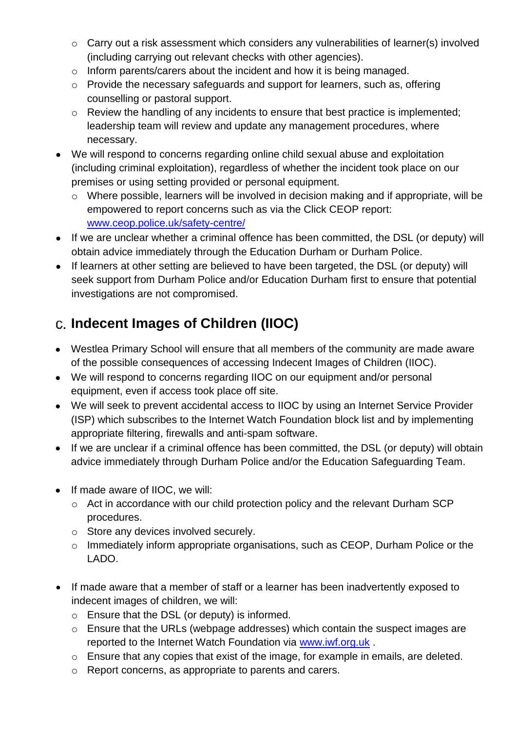- Carry out a risk assessment which considers any vulnerabilities of learner(s) involved (including carrying out relevant checks with other agencies).
  - Inform parents/carers about the incident and how it is being managed.
  - Provide the necessary safeguards and support for learners, such as, offering counselling or pastoral support.
  - Review the handling of any incidents to ensure that best practice is implemented; leadership team will review and update any management procedures, where necessary.
- We will respond to concerns regarding online child sexual abuse and exploitation (including criminal exploitation), regardless of whether the incident took place on our premises or using setting provided or personal equipment.
  - Where possible, learners will be involved in decision making and if appropriate, will be empowered to report concerns such as via the Click CEOP report: [www.ceop.police.uk/safety-centre/](http://www.ceop.police.uk/safety-centre/)
- If we are unclear whether a criminal offence has been committed, the DSL (or deputy) will obtain advice immediately through the Education Durham or Durham Police.
- If learners at other setting are believed to have been targeted, the DSL (or deputy) will seek support from Durham Police and/or Education Durham first to ensure that potential investigations are not compromised.

## c. Indecent Images of Children (IIOC)

- Westlea Primary School will ensure that all members of the community are made aware of the possible consequences of accessing Indecent Images of Children (IIOC).
- We will respond to concerns regarding IIOC on our equipment and/or personal equipment, even if access took place off site.
- We will seek to prevent accidental access to IIOC by using an Internet Service Provider (ISP) which subscribes to the Internet Watch Foundation block list and by implementing appropriate filtering, firewalls and anti-spam software.
- If we are unclear if a criminal offence has been committed, the DSL (or deputy) will obtain advice immediately through Durham Police and/or the Education Safeguarding Team.

- If made aware of IIOC, we will:
  - Act in accordance with our child protection policy and the relevant Durham SCP procedures.
  - Store any devices involved securely.
  - Immediately inform appropriate organisations, such as CEOP, Durham Police or the LADO.

- If made aware that a member of staff or a learner has been inadvertently exposed to indecent images of children, we will:
  - Ensure that the DSL (or deputy) is informed.
  - Ensure that the URLs (webpage addresses) which contain the suspect images are reported to the Internet Watch Foundation via [www.iwf.org.uk](http://www.iwf.org.uk) .
  - Ensure that any copies that exist of the image, for example in emails, are deleted.
  - Report concerns, as appropriate to parents and carers.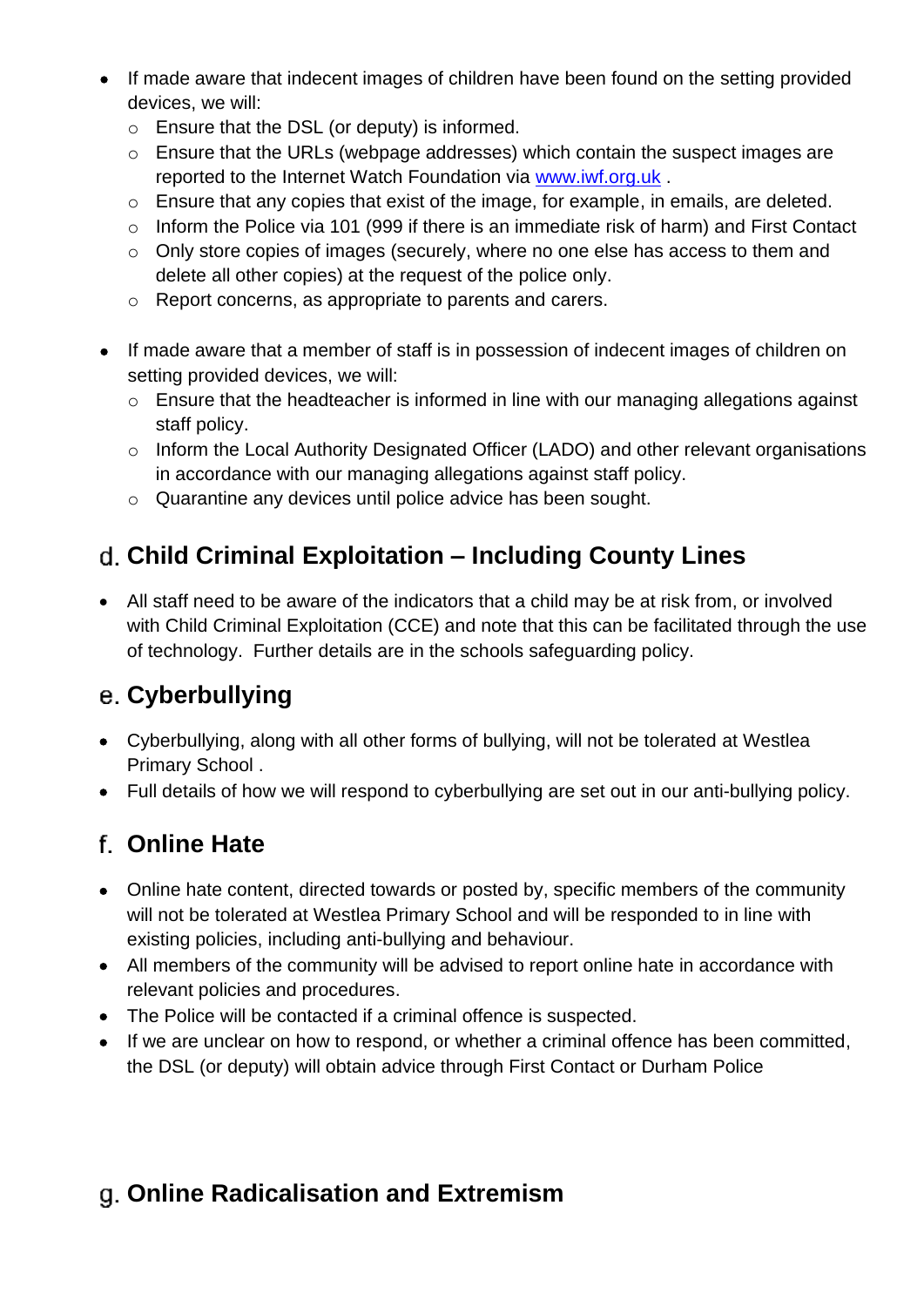- If made aware that indecent images of children have been found on the setting provided devices, we will:
  - Ensure that the DSL (or deputy) is informed.
  - Ensure that the URLs (webpage addresses) which contain the suspect images are reported to the Internet Watch Foundation via [www.iwf.org.uk](http://www.iwf.org.uk) .
  - Ensure that any copies that exist of the image, for example, in emails, are deleted.
  - Inform the Police via 101 (999 if there is an immediate risk of harm) and First Contact
  - Only store copies of images (securely, where no one else has access to them and delete all other copies) at the request of the police only.
  - Report concerns, as appropriate to parents and carers.

- If made aware that a member of staff is in possession of indecent images of children on setting provided devices, we will:
  - Ensure that the headteacher is informed in line with our managing allegations against staff policy.
  - Inform the Local Authority Designated Officer (LADO) and other relevant organisations in accordance with our managing allegations against staff policy.
  - Quarantine any devices until police advice has been sought.

## d. Child Criminal Exploitation – Including County Lines

- All staff need to be aware of the indicators that a child may be at risk from, or involved with Child Criminal Exploitation (CCE) and note that this can be facilitated through the use of technology. Further details are in the schools safeguarding policy.

## e. Cyberbullying

- Cyberbullying, along with all other forms of bullying, will not be tolerated at Westlea Primary School .
- Full details of how we will respond to cyberbullying are set out in our anti-bullying policy.

## f. Online Hate

- Online hate content, directed towards or posted by, specific members of the community will not be tolerated at Westlea Primary School and will be responded to in line with existing policies, including anti-bullying and behaviour.
- All members of the community will be advised to report online hate in accordance with relevant policies and procedures.
- The Police will be contacted if a criminal offence is suspected.
- If we are unclear on how to respond, or whether a criminal offence has been committed, the DSL (or deputy) will obtain advice through First Contact or Durham Police

## g. Online Radicalisation and Extremism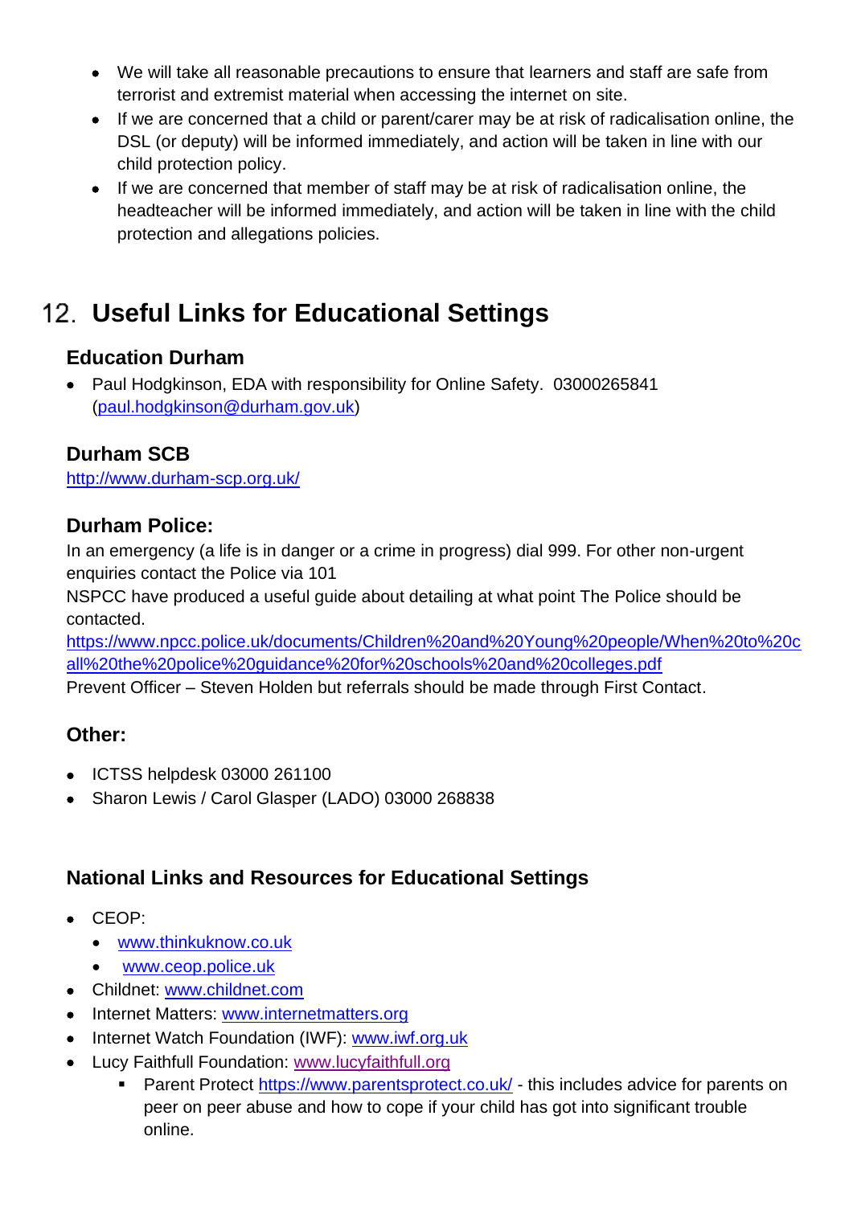- We will take all reasonable precautions to ensure that learners and staff are safe from terrorist and extremist material when accessing the internet on site.
- If we are concerned that a child or parent/carer may be at risk of radicalisation online, the DSL (or deputy) will be informed immediately, and action will be taken in line with our child protection policy.
- If we are concerned that member of staff may be at risk of radicalisation online, the headteacher will be informed immediately, and action will be taken in line with the child protection and allegations policies.

## 12. Useful Links for Educational Settings

### Education Durham

- Paul Hodgkinson, EDA with responsibility for Online Safety. 03000265841 (paul.hodgkinson@durham.gov.uk)

### Durham SCB

http://www.durham-scp.org.uk/

### Durham Police:

In an emergency (a life is in danger or a crime in progress) dial 999. For other non-urgent enquiries contact the Police via 101

NSPCC have produced a useful guide about detailing at what point The Police should be contacted.

https://www.npcc.police.uk/documents/Children%20and%20Young%20people/When%20to%20call%20the%20police%20guidance%20for%20schools%20and%20colleges.pdf

Prevent Officer – Steven Holden but referrals should be made through First Contact.

### Other:

- ICTSS helpdesk 03000 261100
- Sharon Lewis / Carol Glasper (LADO) 03000 268838

### National Links and Resources for Educational Settings

- CEOP:
  - www.thinkuknow.co.uk
  - www.ceop.police.uk
- Childnet: www.childnet.com
- Internet Matters: www.internetmatters.org
- Internet Watch Foundation (IWF): www.iwf.org.uk
- Lucy Faithfull Foundation: www.lucyfaithfull.org
  - Parent Protect https://www.parentsprotect.co.uk/ - this includes advice for parents on peer on peer abuse and how to cope if your child has got into significant trouble online.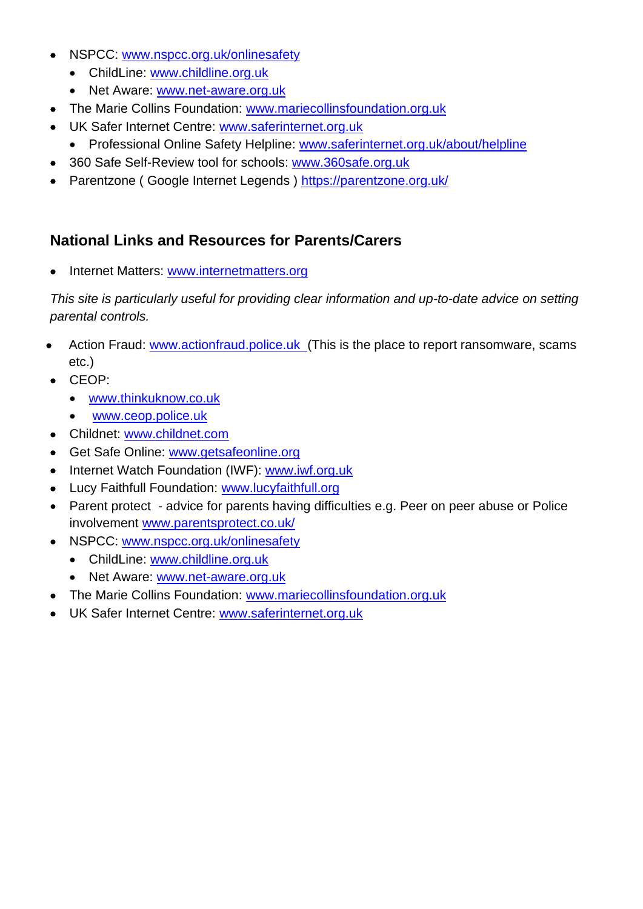- NSPCC: www.nspcc.org.uk/onlinesafety
  - ChildLine: www.childline.org.uk
  - Net Aware: www.net-aware.org.uk
- The Marie Collins Foundation: www.mariecollinsfoundation.org.uk
- UK Safer Internet Centre: www.saferinternet.org.uk
  - Professional Online Safety Helpline: www.saferinternet.org.uk/about/helpline
- 360 Safe Self-Review tool for schools: www.360safe.org.uk
- Parentzone ( Google Internet Legends ) https://parentzone.org.uk/

## National Links and Resources for Parents/Carers

- Internet Matters: www.internetmatters.org

*This site is particularly useful for providing clear information and up-to-date advice on setting parental controls.*

- Action Fraud: www.actionfraud.police.uk (This is the place to report ransomware, scams etc.)
- CEOP:
  - www.thinkuknow.co.uk
  - www.ceop.police.uk
- Childnet: www.childnet.com
- Get Safe Online: www.getsafeonline.org
- Internet Watch Foundation (IWF): www.iwf.org.uk
- Lucy Faithfull Foundation: www.lucyfaithfull.org
- Parent protect - advice for parents having difficulties e.g. Peer on peer abuse or Police involvement www.parentsprotect.co.uk/
- NSPCC: www.nspcc.org.uk/onlinesafety
  - ChildLine: www.childline.org.uk
  - Net Aware: www.net-aware.org.uk
- The Marie Collins Foundation: www.mariecollinsfoundation.org.uk
- UK Safer Internet Centre: www.saferinternet.org.uk